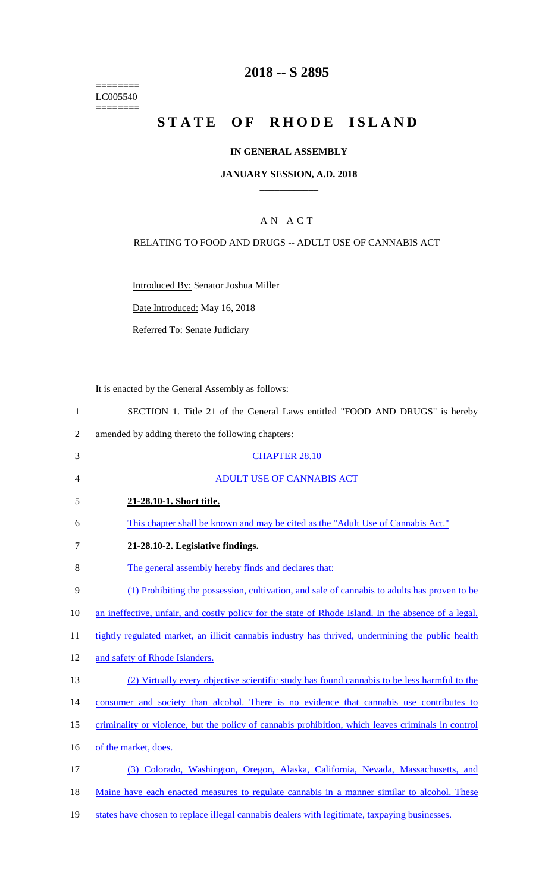========
LC005540
========

# 2018 -- S 2895

# STATE OF RHODE ISLAND

## IN GENERAL ASSEMBLY

## JANUARY SESSION, A.D. 2018

## A N A C T

RELATING TO FOOD AND DRUGS -- ADULT USE OF CANNABIS ACT

Introduced By: Senator Joshua Miller

Date Introduced: May 16, 2018

Referred To: Senate Judiciary

It is enacted by the General Assembly as follows:

1 SECTION 1. Title 21 of the General Laws entitled "FOOD AND DRUGS" is hereby
2 amended by adding thereto the following chapters:

3 CHAPTER 28.10

4 ADULT USE OF CANNABIS ACT

5 **21-28.10-1. Short title.**

6 This chapter shall be known and may be cited as the "Adult Use of Cannabis Act."

7 **21-28.10-2. Legislative findings.**

8 The general assembly hereby finds and declares that:

9 (1) Prohibiting the possession, cultivation, and sale of cannabis to adults has proven to be
10 an ineffective, unfair, and costly policy for the state of Rhode Island. In the absence of a legal,
11 tightly regulated market, an illicit cannabis industry has thrived, undermining the public health
12 and safety of Rhode Islanders.

13 (2) Virtually every objective scientific study has found cannabis to be less harmful to the
14 consumer and society than alcohol. There is no evidence that cannabis use contributes to
15 criminality or violence, but the policy of cannabis prohibition, which leaves criminals in control
16 of the market, does.

17 (3) Colorado, Washington, Oregon, Alaska, California, Nevada, Massachusetts, and
18 Maine have each enacted measures to regulate cannabis in a manner similar to alcohol. These
19 states have chosen to replace illegal cannabis dealers with legitimate, taxpaying businesses.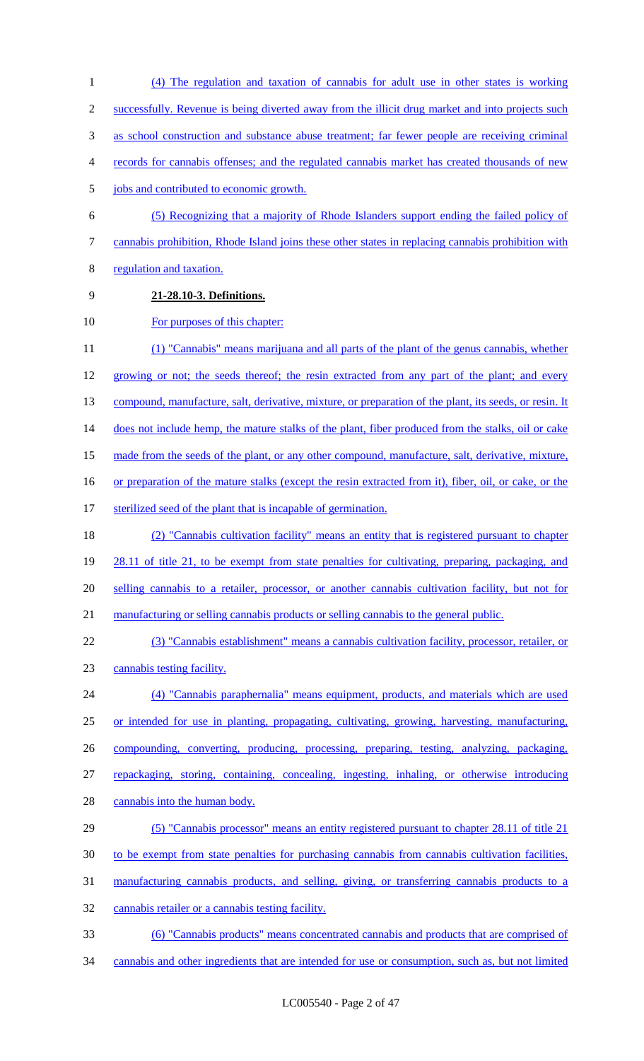(4) The regulation and taxation of cannabis for adult use in other states is working successfully. Revenue is being diverted away from the illicit drug market and into projects such as school construction and substance abuse treatment; far fewer people are receiving criminal records for cannabis offenses; and the regulated cannabis market has created thousands of new jobs and contributed to economic growth.

(5) Recognizing that a majority of Rhode Islanders support ending the failed policy of cannabis prohibition, Rhode Island joins these other states in replacing cannabis prohibition with regulation and taxation.

**21-28.10-3. Definitions.**

For purposes of this chapter:

(1) "Cannabis" means marijuana and all parts of the plant of the genus cannabis, whether growing or not; the seeds thereof; the resin extracted from any part of the plant; and every compound, manufacture, salt, derivative, mixture, or preparation of the plant, its seeds, or resin. It does not include hemp, the mature stalks of the plant, fiber produced from the stalks, oil or cake made from the seeds of the plant, or any other compound, manufacture, salt, derivative, mixture, or preparation of the mature stalks (except the resin extracted from it), fiber, oil, or cake, or the sterilized seed of the plant that is incapable of germination.

(2) "Cannabis cultivation facility" means an entity that is registered pursuant to chapter 28.11 of title 21, to be exempt from state penalties for cultivating, preparing, packaging, and selling cannabis to a retailer, processor, or another cannabis cultivation facility, but not for manufacturing or selling cannabis products or selling cannabis to the general public.

(3) "Cannabis establishment" means a cannabis cultivation facility, processor, retailer, or cannabis testing facility.

(4) "Cannabis paraphernalia" means equipment, products, and materials which are used or intended for use in planting, propagating, cultivating, growing, harvesting, manufacturing, compounding, converting, producing, processing, preparing, testing, analyzing, packaging, repackaging, storing, containing, concealing, ingesting, inhaling, or otherwise introducing cannabis into the human body.

(5) "Cannabis processor" means an entity registered pursuant to chapter 28.11 of title 21 to be exempt from state penalties for purchasing cannabis from cannabis cultivation facilities, manufacturing cannabis products, and selling, giving, or transferring cannabis products to a cannabis retailer or a cannabis testing facility.

(6) "Cannabis products" means concentrated cannabis and products that are comprised of cannabis and other ingredients that are intended for use or consumption, such as, but not limited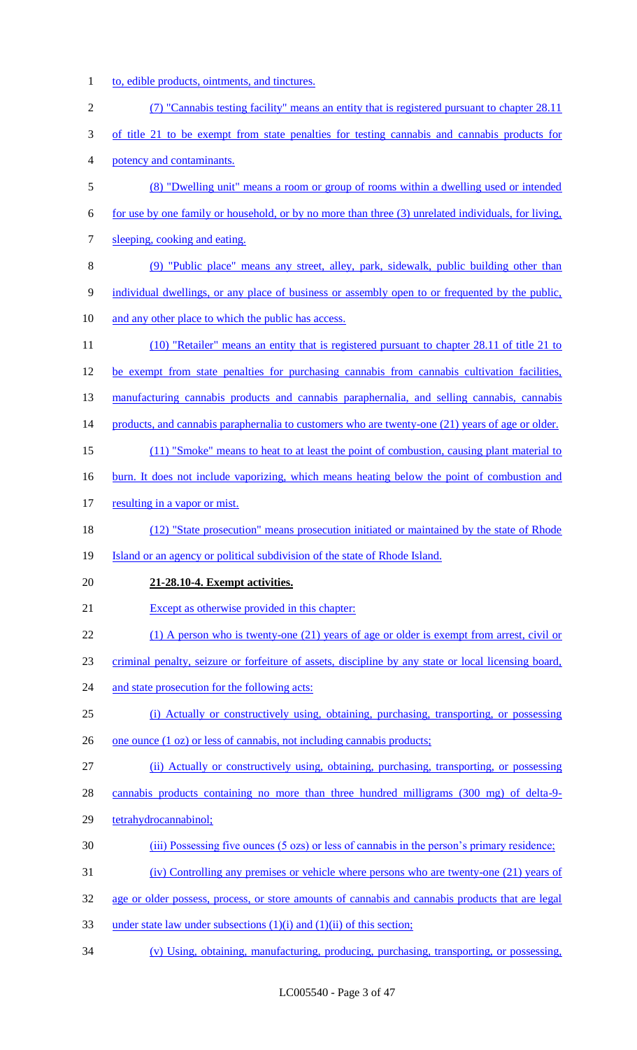to, edible products, ointments, and tinctures.

(7) "Cannabis testing facility" means an entity that is registered pursuant to chapter 28.11 of title 21 to be exempt from state penalties for testing cannabis and cannabis products for potency and contaminants.

(8) "Dwelling unit" means a room or group of rooms within a dwelling used or intended for use by one family or household, or by no more than three (3) unrelated individuals, for living, sleeping, cooking and eating.

(9) "Public place" means any street, alley, park, sidewalk, public building other than individual dwellings, or any place of business or assembly open to or frequented by the public, and any other place to which the public has access.

(10) "Retailer" means an entity that is registered pursuant to chapter 28.11 of title 21 to be exempt from state penalties for purchasing cannabis from cannabis cultivation facilities, manufacturing cannabis products and cannabis paraphernalia, and selling cannabis, cannabis products, and cannabis paraphernalia to customers who are twenty-one (21) years of age or older.

(11) "Smoke" means to heat to at least the point of combustion, causing plant material to burn. It does not include vaporizing, which means heating below the point of combustion and resulting in a vapor or mist.

(12) "State prosecution" means prosecution initiated or maintained by the state of Rhode Island or an agency or political subdivision of the state of Rhode Island.

**21-28.10-4. Exempt activities.**

Except as otherwise provided in this chapter:

(1) A person who is twenty-one (21) years of age or older is exempt from arrest, civil or criminal penalty, seizure or forfeiture of assets, discipline by any state or local licensing board, and state prosecution for the following acts:

(i) Actually or constructively using, obtaining, purchasing, transporting, or possessing one ounce (1 oz) or less of cannabis, not including cannabis products;

(ii) Actually or constructively using, obtaining, purchasing, transporting, or possessing cannabis products containing no more than three hundred milligrams (300 mg) of delta-9-tetrahydrocannabinol;

(iii) Possessing five ounces (5 ozs) or less of cannabis in the person's primary residence;

(iv) Controlling any premises or vehicle where persons who are twenty-one (21) years of age or older possess, process, or store amounts of cannabis and cannabis products that are legal under state law under subsections (1)(i) and (1)(ii) of this section;

(v) Using, obtaining, manufacturing, producing, purchasing, transporting, or possessing,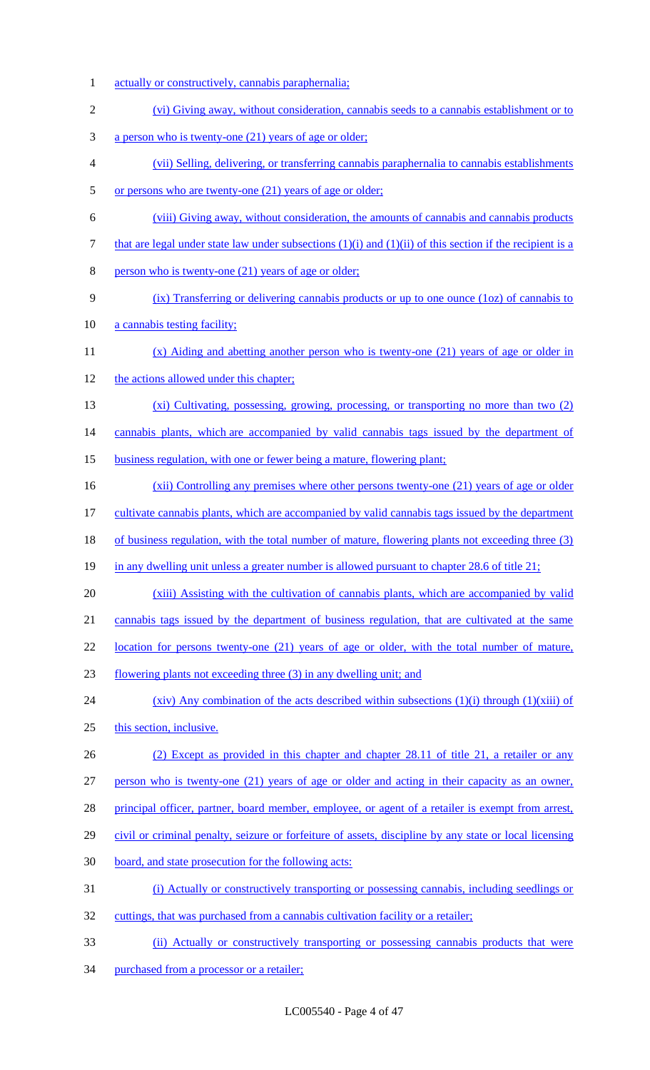actually or constructively, cannabis paraphernalia;

(vi) Giving away, without consideration, cannabis seeds to a cannabis establishment or to a person who is twenty-one (21) years of age or older;

(vii) Selling, delivering, or transferring cannabis paraphernalia to cannabis establishments or persons who are twenty-one (21) years of age or older;

(viii) Giving away, without consideration, the amounts of cannabis and cannabis products that are legal under state law under subsections (1)(i) and (1)(ii) of this section if the recipient is a person who is twenty-one (21) years of age or older;

(ix) Transferring or delivering cannabis products or up to one ounce (1oz) of cannabis to a cannabis testing facility;

(x) Aiding and abetting another person who is twenty-one (21) years of age or older in the actions allowed under this chapter;

(xi) Cultivating, possessing, growing, processing, or transporting no more than two (2) cannabis plants, which are accompanied by valid cannabis tags issued by the department of business regulation, with one or fewer being a mature, flowering plant;

(xii) Controlling any premises where other persons twenty-one (21) years of age or older cultivate cannabis plants, which are accompanied by valid cannabis tags issued by the department of business regulation, with the total number of mature, flowering plants not exceeding three (3) in any dwelling unit unless a greater number is allowed pursuant to chapter 28.6 of title 21;

(xiii) Assisting with the cultivation of cannabis plants, which are accompanied by valid cannabis tags issued by the department of business regulation, that are cultivated at the same location for persons twenty-one (21) years of age or older, with the total number of mature, flowering plants not exceeding three (3) in any dwelling unit; and

(xiv) Any combination of the acts described within subsections (1)(i) through (1)(xiii) of this section, inclusive.

(2) Except as provided in this chapter and chapter 28.11 of title 21, a retailer or any person who is twenty-one (21) years of age or older and acting in their capacity as an owner, principal officer, partner, board member, employee, or agent of a retailer is exempt from arrest, civil or criminal penalty, seizure or forfeiture of assets, discipline by any state or local licensing board, and state prosecution for the following acts:

(i) Actually or constructively transporting or possessing cannabis, including seedlings or cuttings, that was purchased from a cannabis cultivation facility or a retailer;

(ii) Actually or constructively transporting or possessing cannabis products that were purchased from a processor or a retailer;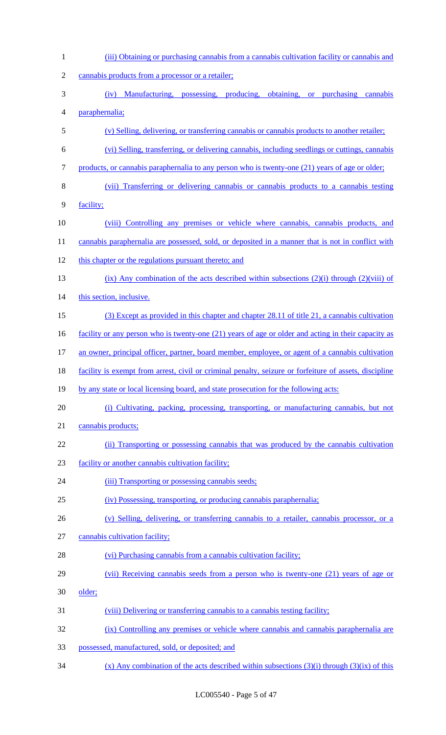(iii) Obtaining or purchasing cannabis from a cannabis cultivation facility or cannabis and cannabis products from a processor or a retailer;

(iv) Manufacturing, possessing, producing, obtaining, or purchasing cannabis paraphernalia;

(v) Selling, delivering, or transferring cannabis or cannabis products to another retailer;

(vi) Selling, transferring, or delivering cannabis, including seedlings or cuttings, cannabis products, or cannabis paraphernalia to any person who is twenty-one (21) years of age or older;

(vii) Transferring or delivering cannabis or cannabis products to a cannabis testing facility;

(viii) Controlling any premises or vehicle where cannabis, cannabis products, and cannabis paraphernalia are possessed, sold, or deposited in a manner that is not in conflict with this chapter or the regulations pursuant thereto; and

(ix) Any combination of the acts described within subsections (2)(i) through (2)(viii) of this section, inclusive.

(3) Except as provided in this chapter and chapter 28.11 of title 21, a cannabis cultivation facility or any person who is twenty-one (21) years of age or older and acting in their capacity as an owner, principal officer, partner, board member, employee, or agent of a cannabis cultivation facility is exempt from arrest, civil or criminal penalty, seizure or forfeiture of assets, discipline by any state or local licensing board, and state prosecution for the following acts:

(i) Cultivating, packing, processing, transporting, or manufacturing cannabis, but not cannabis products;

(ii) Transporting or possessing cannabis that was produced by the cannabis cultivation facility or another cannabis cultivation facility;

(iii) Transporting or possessing cannabis seeds;

(iv) Possessing, transporting, or producing cannabis paraphernalia;

(v) Selling, delivering, or transferring cannabis to a retailer, cannabis processor, or a cannabis cultivation facility;

(vi) Purchasing cannabis from a cannabis cultivation facility;

(vii) Receiving cannabis seeds from a person who is twenty-one (21) years of age or older;

(viii) Delivering or transferring cannabis to a cannabis testing facility;

(ix) Controlling any premises or vehicle where cannabis and cannabis paraphernalia are possessed, manufactured, sold, or deposited; and

(x) Any combination of the acts described within subsections (3)(i) through (3)(ix) of this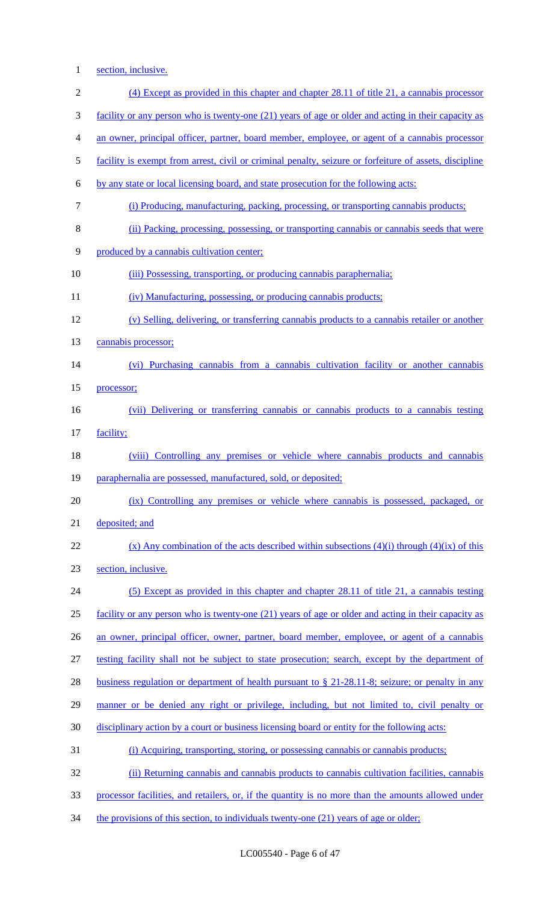section, inclusive.

(4) Except as provided in this chapter and chapter 28.11 of title 21, a cannabis processor facility or any person who is twenty-one (21) years of age or older and acting in their capacity as an owner, principal officer, partner, board member, employee, or agent of a cannabis processor facility is exempt from arrest, civil or criminal penalty, seizure or forfeiture of assets, discipline by any state or local licensing board, and state prosecution for the following acts:

(i) Producing, manufacturing, packing, processing, or transporting cannabis products;

(ii) Packing, processing, possessing, or transporting cannabis or cannabis seeds that were produced by a cannabis cultivation center;

(iii) Possessing, transporting, or producing cannabis paraphernalia;

(iv) Manufacturing, possessing, or producing cannabis products;

(v) Selling, delivering, or transferring cannabis products to a cannabis retailer or another cannabis processor;

(vi) Purchasing cannabis from a cannabis cultivation facility or another cannabis processor;

(vii) Delivering or transferring cannabis or cannabis products to a cannabis testing facility;

(viii) Controlling any premises or vehicle where cannabis products and cannabis paraphernalia are possessed, manufactured, sold, or deposited;

(ix) Controlling any premises or vehicle where cannabis is possessed, packaged, or deposited; and

(x) Any combination of the acts described within subsections (4)(i) through (4)(ix) of this section, inclusive.

(5) Except as provided in this chapter and chapter 28.11 of title 21, a cannabis testing facility or any person who is twenty-one (21) years of age or older and acting in their capacity as an owner, principal officer, owner, partner, board member, employee, or agent of a cannabis testing facility shall not be subject to state prosecution; search, except by the department of business regulation or department of health pursuant to § 21-28.11-8; seizure; or penalty in any manner or be denied any right or privilege, including, but not limited to, civil penalty or disciplinary action by a court or business licensing board or entity for the following acts:

(i) Acquiring, transporting, storing, or possessing cannabis or cannabis products;

(ii) Returning cannabis and cannabis products to cannabis cultivation facilities, cannabis processor facilities, and retailers, or, if the quantity is no more than the amounts allowed under the provisions of this section, to individuals twenty-one (21) years of age or older;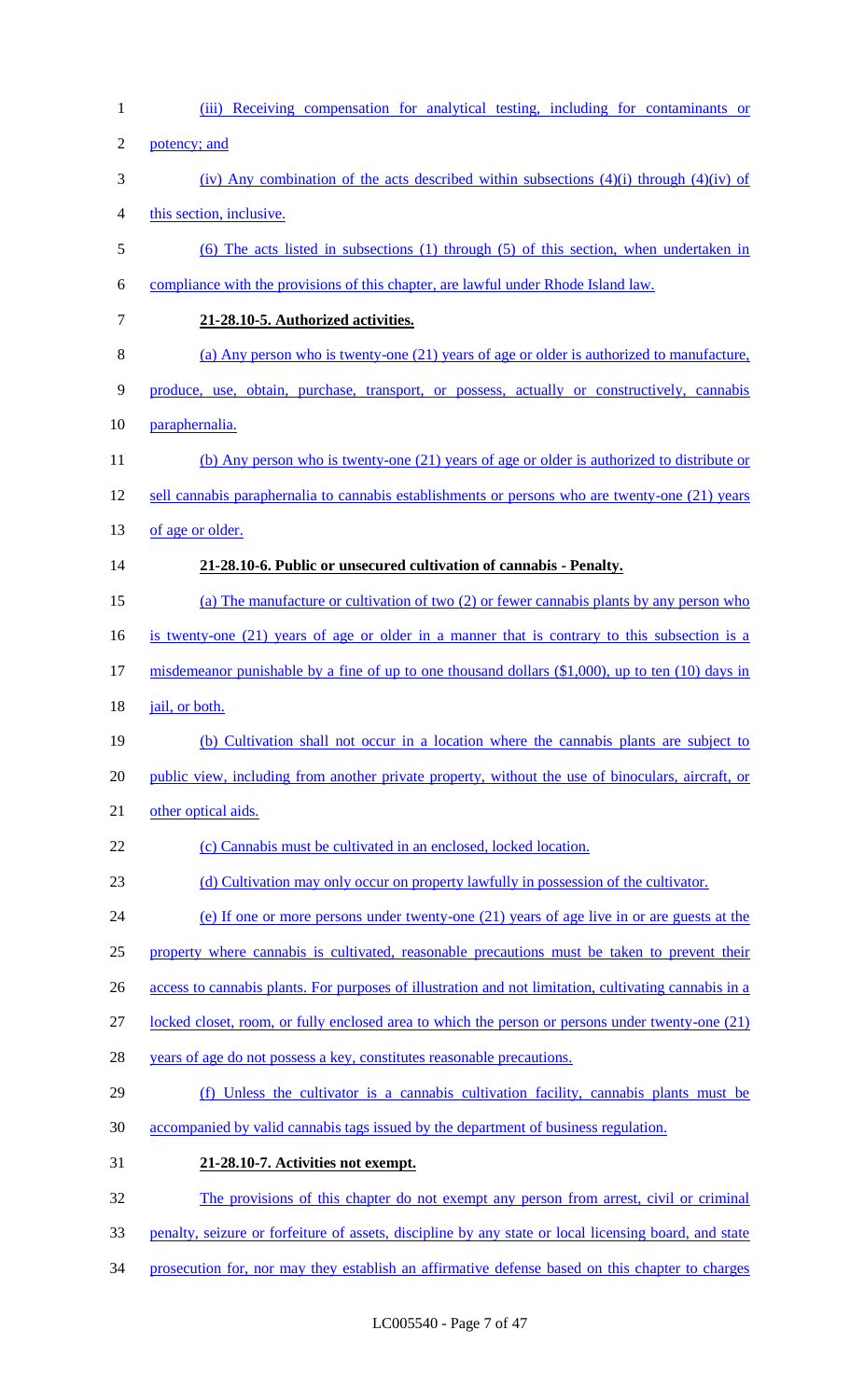(iii) Receiving compensation for analytical testing, including for contaminants or potency; and

(iv) Any combination of the acts described within subsections (4)(i) through (4)(iv) of this section, inclusive.

(6) The acts listed in subsections (1) through (5) of this section, when undertaken in compliance with the provisions of this chapter, are lawful under Rhode Island law.

**21-28.10-5. Authorized activities.**

(a) Any person who is twenty-one (21) years of age or older is authorized to manufacture, produce, use, obtain, purchase, transport, or possess, actually or constructively, cannabis paraphernalia.

(b) Any person who is twenty-one (21) years of age or older is authorized to distribute or sell cannabis paraphernalia to cannabis establishments or persons who are twenty-one (21) years of age or older.

**21-28.10-6. Public or unsecured cultivation of cannabis - Penalty.**

(a) The manufacture or cultivation of two (2) or fewer cannabis plants by any person who is twenty-one (21) years of age or older in a manner that is contrary to this subsection is a misdemeanor punishable by a fine of up to one thousand dollars ($1,000), up to ten (10) days in jail, or both.

(b) Cultivation shall not occur in a location where the cannabis plants are subject to public view, including from another private property, without the use of binoculars, aircraft, or other optical aids.

(c) Cannabis must be cultivated in an enclosed, locked location.

(d) Cultivation may only occur on property lawfully in possession of the cultivator.

(e) If one or more persons under twenty-one (21) years of age live in or are guests at the property where cannabis is cultivated, reasonable precautions must be taken to prevent their access to cannabis plants. For purposes of illustration and not limitation, cultivating cannabis in a locked closet, room, or fully enclosed area to which the person or persons under twenty-one (21) years of age do not possess a key, constitutes reasonable precautions.

(f) Unless the cultivator is a cannabis cultivation facility, cannabis plants must be accompanied by valid cannabis tags issued by the department of business regulation.

**21-28.10-7. Activities not exempt.**

The provisions of this chapter do not exempt any person from arrest, civil or criminal penalty, seizure or forfeiture of assets, discipline by any state or local licensing board, and state prosecution for, nor may they establish an affirmative defense based on this chapter to charges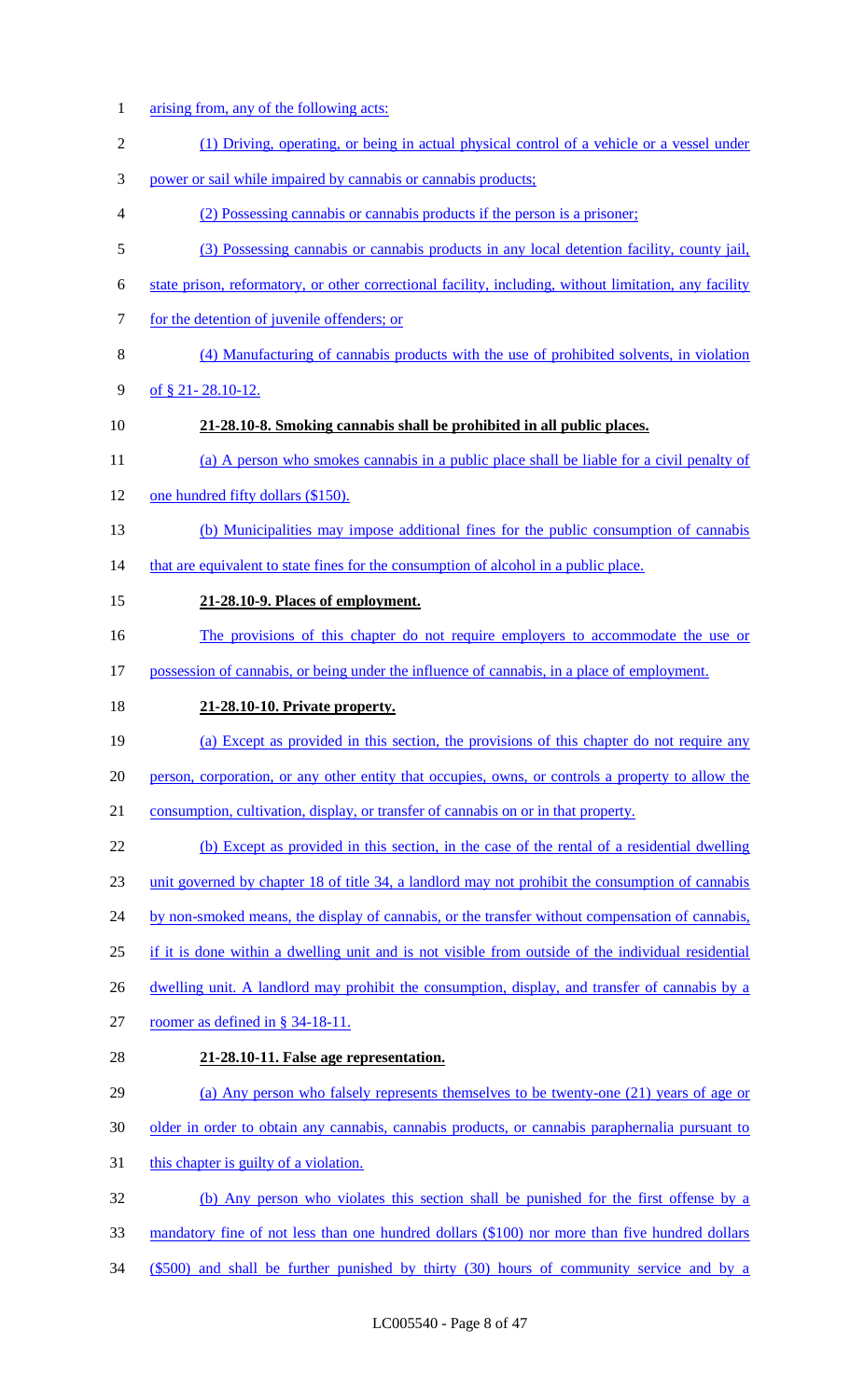arising from, any of the following acts:

(1) Driving, operating, or being in actual physical control of a vehicle or a vessel under power or sail while impaired by cannabis or cannabis products;

(2) Possessing cannabis or cannabis products if the person is a prisoner;

(3) Possessing cannabis or cannabis products in any local detention facility, county jail, state prison, reformatory, or other correctional facility, including, without limitation, any facility for the detention of juvenile offenders; or

(4) Manufacturing of cannabis products with the use of prohibited solvents, in violation of § 21- 28.10-12.

**21-28.10-8. Smoking cannabis shall be prohibited in all public places.**

(a) A person who smokes cannabis in a public place shall be liable for a civil penalty of one hundred fifty dollars ($150).

(b) Municipalities may impose additional fines for the public consumption of cannabis that are equivalent to state fines for the consumption of alcohol in a public place.

**21-28.10-9. Places of employment.**

The provisions of this chapter do not require employers to accommodate the use or possession of cannabis, or being under the influence of cannabis, in a place of employment.

**21-28.10-10. Private property.**

(a) Except as provided in this section, the provisions of this chapter do not require any person, corporation, or any other entity that occupies, owns, or controls a property to allow the consumption, cultivation, display, or transfer of cannabis on or in that property.

(b) Except as provided in this section, in the case of the rental of a residential dwelling unit governed by chapter 18 of title 34, a landlord may not prohibit the consumption of cannabis by non-smoked means, the display of cannabis, or the transfer without compensation of cannabis, if it is done within a dwelling unit and is not visible from outside of the individual residential dwelling unit. A landlord may prohibit the consumption, display, and transfer of cannabis by a roomer as defined in § 34-18-11.

**21-28.10-11. False age representation.**

(a) Any person who falsely represents themselves to be twenty-one (21) years of age or older in order to obtain any cannabis, cannabis products, or cannabis paraphernalia pursuant to this chapter is guilty of a violation.

(b) Any person who violates this section shall be punished for the first offense by a mandatory fine of not less than one hundred dollars ($100) nor more than five hundred dollars ($500) and shall be further punished by thirty (30) hours of community service and by a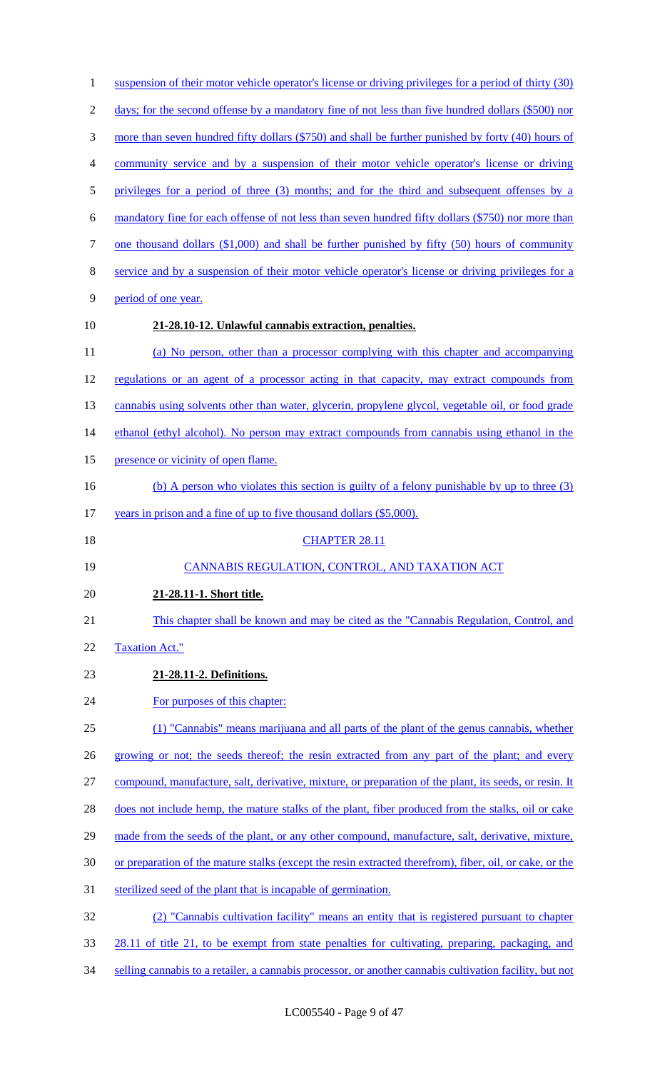suspension of their motor vehicle operator's license or driving privileges for a period of thirty (30) days; for the second offense by a mandatory fine of not less than five hundred dollars ($500) nor more than seven hundred fifty dollars ($750) and shall be further punished by forty (40) hours of community service and by a suspension of their motor vehicle operator's license or driving privileges for a period of three (3) months; and for the third and subsequent offenses by a mandatory fine for each offense of not less than seven hundred fifty dollars ($750) nor more than one thousand dollars ($1,000) and shall be further punished by fifty (50) hours of community service and by a suspension of their motor vehicle operator's license or driving privileges for a period of one year.

**21-28.10-12. Unlawful cannabis extraction, penalties.**

(a) No person, other than a processor complying with this chapter and accompanying regulations or an agent of a processor acting in that capacity, may extract compounds from cannabis using solvents other than water, glycerin, propylene glycol, vegetable oil, or food grade ethanol (ethyl alcohol). No person may extract compounds from cannabis using ethanol in the presence or vicinity of open flame.

(b) A person who violates this section is guilty of a felony punishable by up to three (3) years in prison and a fine of up to five thousand dollars ($5,000).

CHAPTER 28.11

CANNABIS REGULATION, CONTROL, AND TAXATION ACT

**21-28.11-1. Short title.**

This chapter shall be known and may be cited as the "Cannabis Regulation, Control, and Taxation Act."

**21-28.11-2. Definitions.**

For purposes of this chapter:

(1) "Cannabis" means marijuana and all parts of the plant of the genus cannabis, whether growing or not; the seeds thereof; the resin extracted from any part of the plant; and every compound, manufacture, salt, derivative, mixture, or preparation of the plant, its seeds, or resin. It does not include hemp, the mature stalks of the plant, fiber produced from the stalks, oil or cake made from the seeds of the plant, or any other compound, manufacture, salt, derivative, mixture, or preparation of the mature stalks (except the resin extracted therefrom), fiber, oil, or cake, or the sterilized seed of the plant that is incapable of germination.

(2) "Cannabis cultivation facility" means an entity that is registered pursuant to chapter 28.11 of title 21, to be exempt from state penalties for cultivating, preparing, packaging, and selling cannabis to a retailer, a cannabis processor, or another cannabis cultivation facility, but not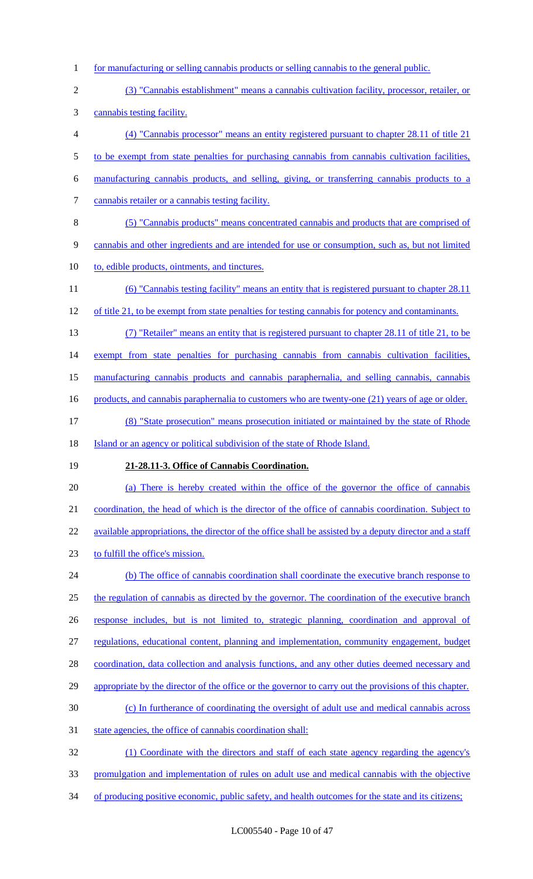for manufacturing or selling cannabis products or selling cannabis to the general public.

(3) "Cannabis establishment" means a cannabis cultivation facility, processor, retailer, or cannabis testing facility.

(4) "Cannabis processor" means an entity registered pursuant to chapter 28.11 of title 21 to be exempt from state penalties for purchasing cannabis from cannabis cultivation facilities, manufacturing cannabis products, and selling, giving, or transferring cannabis products to a cannabis retailer or a cannabis testing facility.

(5) "Cannabis products" means concentrated cannabis and products that are comprised of cannabis and other ingredients and are intended for use or consumption, such as, but not limited to, edible products, ointments, and tinctures.

(6) "Cannabis testing facility" means an entity that is registered pursuant to chapter 28.11 of title 21, to be exempt from state penalties for testing cannabis for potency and contaminants.

(7) "Retailer" means an entity that is registered pursuant to chapter 28.11 of title 21, to be exempt from state penalties for purchasing cannabis from cannabis cultivation facilities, manufacturing cannabis products and cannabis paraphernalia, and selling cannabis, cannabis products, and cannabis paraphernalia to customers who are twenty-one (21) years of age or older.

(8) "State prosecution" means prosecution initiated or maintained by the state of Rhode Island or an agency or political subdivision of the state of Rhode Island.

**21-28.11-3. Office of Cannabis Coordination.**

(a) There is hereby created within the office of the governor the office of cannabis coordination, the head of which is the director of the office of cannabis coordination. Subject to available appropriations, the director of the office shall be assisted by a deputy director and a staff to fulfill the office's mission.

(b) The office of cannabis coordination shall coordinate the executive branch response to the regulation of cannabis as directed by the governor. The coordination of the executive branch response includes, but is not limited to, strategic planning, coordination and approval of regulations, educational content, planning and implementation, community engagement, budget coordination, data collection and analysis functions, and any other duties deemed necessary and appropriate by the director of the office or the governor to carry out the provisions of this chapter.

(c) In furtherance of coordinating the oversight of adult use and medical cannabis across state agencies, the office of cannabis coordination shall:

(1) Coordinate with the directors and staff of each state agency regarding the agency's promulgation and implementation of rules on adult use and medical cannabis with the objective of producing positive economic, public safety, and health outcomes for the state and its citizens;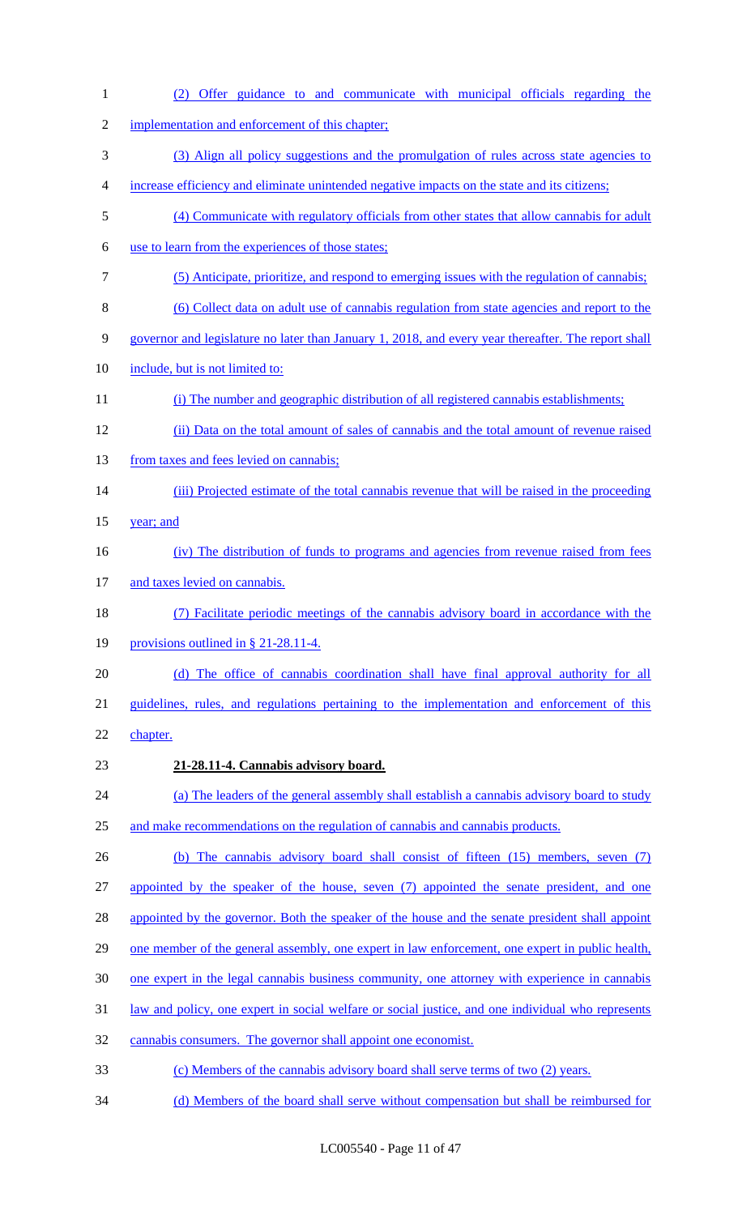(2) Offer guidance to and communicate with municipal officials regarding the implementation and enforcement of this chapter;

(3) Align all policy suggestions and the promulgation of rules across state agencies to increase efficiency and eliminate unintended negative impacts on the state and its citizens;

(4) Communicate with regulatory officials from other states that allow cannabis for adult use to learn from the experiences of those states;

(5) Anticipate, prioritize, and respond to emerging issues with the regulation of cannabis;

(6) Collect data on adult use of cannabis regulation from state agencies and report to the governor and legislature no later than January 1, 2018, and every year thereafter. The report shall include, but is not limited to:

(i) The number and geographic distribution of all registered cannabis establishments;

(ii) Data on the total amount of sales of cannabis and the total amount of revenue raised from taxes and fees levied on cannabis;

(iii) Projected estimate of the total cannabis revenue that will be raised in the proceeding year; and

(iv) The distribution of funds to programs and agencies from revenue raised from fees and taxes levied on cannabis.

(7) Facilitate periodic meetings of the cannabis advisory board in accordance with the provisions outlined in § 21-28.11-4.

(d) The office of cannabis coordination shall have final approval authority for all guidelines, rules, and regulations pertaining to the implementation and enforcement of this chapter.

**21-28.11-4. Cannabis advisory board.**

(a) The leaders of the general assembly shall establish a cannabis advisory board to study and make recommendations on the regulation of cannabis and cannabis products.

(b) The cannabis advisory board shall consist of fifteen (15) members, seven (7) appointed by the speaker of the house, seven (7) appointed the senate president, and one appointed by the governor. Both the speaker of the house and the senate president shall appoint one member of the general assembly, one expert in law enforcement, one expert in public health, one expert in the legal cannabis business community, one attorney with experience in cannabis law and policy, one expert in social welfare or social justice, and one individual who represents cannabis consumers. The governor shall appoint one economist.

(c) Members of the cannabis advisory board shall serve terms of two (2) years.

(d) Members of the board shall serve without compensation but shall be reimbursed for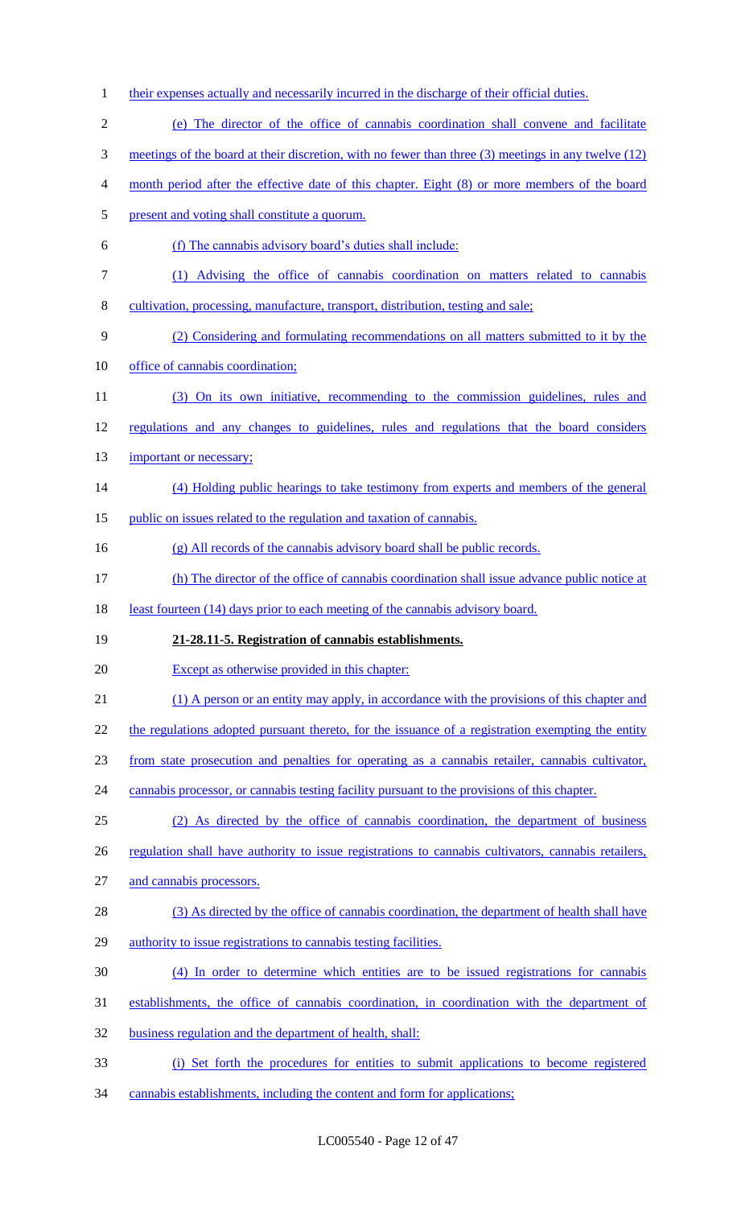their expenses actually and necessarily incurred in the discharge of their official duties.

(e) The director of the office of cannabis coordination shall convene and facilitate meetings of the board at their discretion, with no fewer than three (3) meetings in any twelve (12) month period after the effective date of this chapter. Eight (8) or more members of the board present and voting shall constitute a quorum.

(f) The cannabis advisory board's duties shall include:

(1) Advising the office of cannabis coordination on matters related to cannabis cultivation, processing, manufacture, transport, distribution, testing and sale;

(2) Considering and formulating recommendations on all matters submitted to it by the office of cannabis coordination;

(3) On its own initiative, recommending to the commission guidelines, rules and regulations and any changes to guidelines, rules and regulations that the board considers important or necessary;

(4) Holding public hearings to take testimony from experts and members of the general public on issues related to the regulation and taxation of cannabis.

(g) All records of the cannabis advisory board shall be public records.

(h) The director of the office of cannabis coordination shall issue advance public notice at least fourteen (14) days prior to each meeting of the cannabis advisory board.

**21-28.11-5. Registration of cannabis establishments.**

Except as otherwise provided in this chapter:

(1) A person or an entity may apply, in accordance with the provisions of this chapter and the regulations adopted pursuant thereto, for the issuance of a registration exempting the entity from state prosecution and penalties for operating as a cannabis retailer, cannabis cultivator, cannabis processor, or cannabis testing facility pursuant to the provisions of this chapter.

(2) As directed by the office of cannabis coordination, the department of business regulation shall have authority to issue registrations to cannabis cultivators, cannabis retailers, and cannabis processors.

(3) As directed by the office of cannabis coordination, the department of health shall have authority to issue registrations to cannabis testing facilities.

(4) In order to determine which entities are to be issued registrations for cannabis establishments, the office of cannabis coordination, in coordination with the department of business regulation and the department of health, shall:

(i) Set forth the procedures for entities to submit applications to become registered cannabis establishments, including the content and form for applications;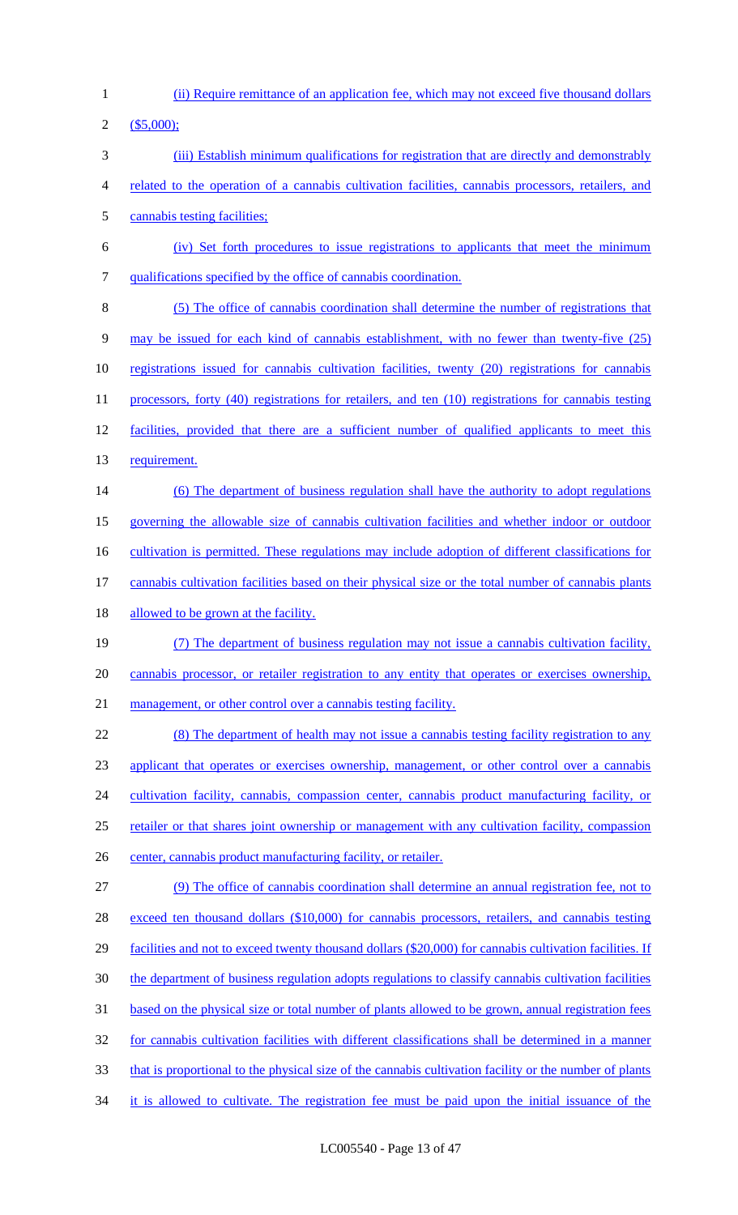(ii) Require remittance of an application fee, which may not exceed five thousand dollars ($5,000);

(iii) Establish minimum qualifications for registration that are directly and demonstrably related to the operation of a cannabis cultivation facilities, cannabis processors, retailers, and cannabis testing facilities;

(iv) Set forth procedures to issue registrations to applicants that meet the minimum qualifications specified by the office of cannabis coordination.

(5) The office of cannabis coordination shall determine the number of registrations that may be issued for each kind of cannabis establishment, with no fewer than twenty-five (25) registrations issued for cannabis cultivation facilities, twenty (20) registrations for cannabis processors, forty (40) registrations for retailers, and ten (10) registrations for cannabis testing facilities, provided that there are a sufficient number of qualified applicants to meet this requirement.

(6) The department of business regulation shall have the authority to adopt regulations governing the allowable size of cannabis cultivation facilities and whether indoor or outdoor cultivation is permitted. These regulations may include adoption of different classifications for cannabis cultivation facilities based on their physical size or the total number of cannabis plants allowed to be grown at the facility.

(7) The department of business regulation may not issue a cannabis cultivation facility, cannabis processor, or retailer registration to any entity that operates or exercises ownership, management, or other control over a cannabis testing facility.

(8) The department of health may not issue a cannabis testing facility registration to any applicant that operates or exercises ownership, management, or other control over a cannabis cultivation facility, cannabis, compassion center, cannabis product manufacturing facility, or retailer or that shares joint ownership or management with any cultivation facility, compassion center, cannabis product manufacturing facility, or retailer.

(9) The office of cannabis coordination shall determine an annual registration fee, not to exceed ten thousand dollars ($10,000) for cannabis processors, retailers, and cannabis testing facilities and not to exceed twenty thousand dollars ($20,000) for cannabis cultivation facilities. If the department of business regulation adopts regulations to classify cannabis cultivation facilities based on the physical size or total number of plants allowed to be grown, annual registration fees for cannabis cultivation facilities with different classifications shall be determined in a manner that is proportional to the physical size of the cannabis cultivation facility or the number of plants it is allowed to cultivate. The registration fee must be paid upon the initial issuance of the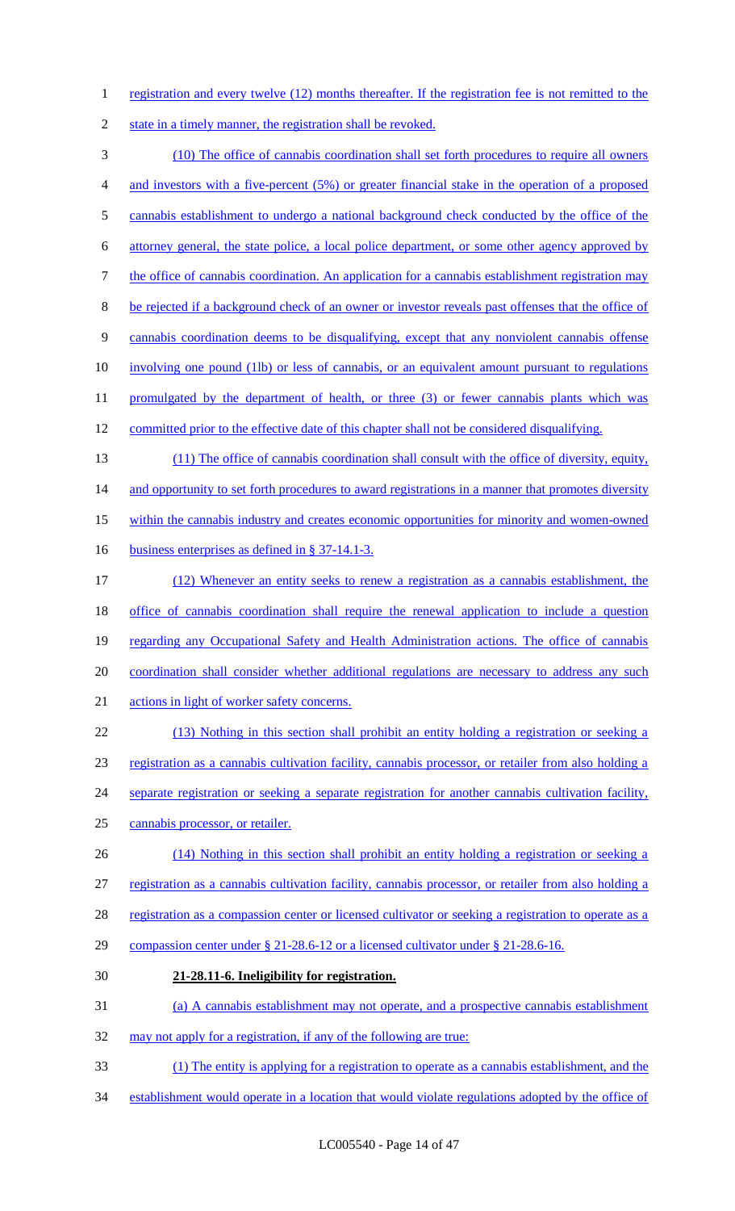registration and every twelve (12) months thereafter. If the registration fee is not remitted to the state in a timely manner, the registration shall be revoked.

(10) The office of cannabis coordination shall set forth procedures to require all owners and investors with a five-percent (5%) or greater financial stake in the operation of a proposed cannabis establishment to undergo a national background check conducted by the office of the attorney general, the state police, a local police department, or some other agency approved by the office of cannabis coordination. An application for a cannabis establishment registration may be rejected if a background check of an owner or investor reveals past offenses that the office of cannabis coordination deems to be disqualifying, except that any nonviolent cannabis offense involving one pound (1lb) or less of cannabis, or an equivalent amount pursuant to regulations promulgated by the department of health, or three (3) or fewer cannabis plants which was committed prior to the effective date of this chapter shall not be considered disqualifying.

(11) The office of cannabis coordination shall consult with the office of diversity, equity, and opportunity to set forth procedures to award registrations in a manner that promotes diversity within the cannabis industry and creates economic opportunities for minority and women-owned business enterprises as defined in § 37-14.1-3.

(12) Whenever an entity seeks to renew a registration as a cannabis establishment, the office of cannabis coordination shall require the renewal application to include a question regarding any Occupational Safety and Health Administration actions. The office of cannabis coordination shall consider whether additional regulations are necessary to address any such actions in light of worker safety concerns.

(13) Nothing in this section shall prohibit an entity holding a registration or seeking a registration as a cannabis cultivation facility, cannabis processor, or retailer from also holding a separate registration or seeking a separate registration for another cannabis cultivation facility, cannabis processor, or retailer.

(14) Nothing in this section shall prohibit an entity holding a registration or seeking a registration as a cannabis cultivation facility, cannabis processor, or retailer from also holding a registration as a compassion center or licensed cultivator or seeking a registration to operate as a compassion center under § 21-28.6-12 or a licensed cultivator under § 21-28.6-16.

**21-28.11-6. Ineligibility for registration.**

(a) A cannabis establishment may not operate, and a prospective cannabis establishment may not apply for a registration, if any of the following are true:

(1) The entity is applying for a registration to operate as a cannabis establishment, and the establishment would operate in a location that would violate regulations adopted by the office of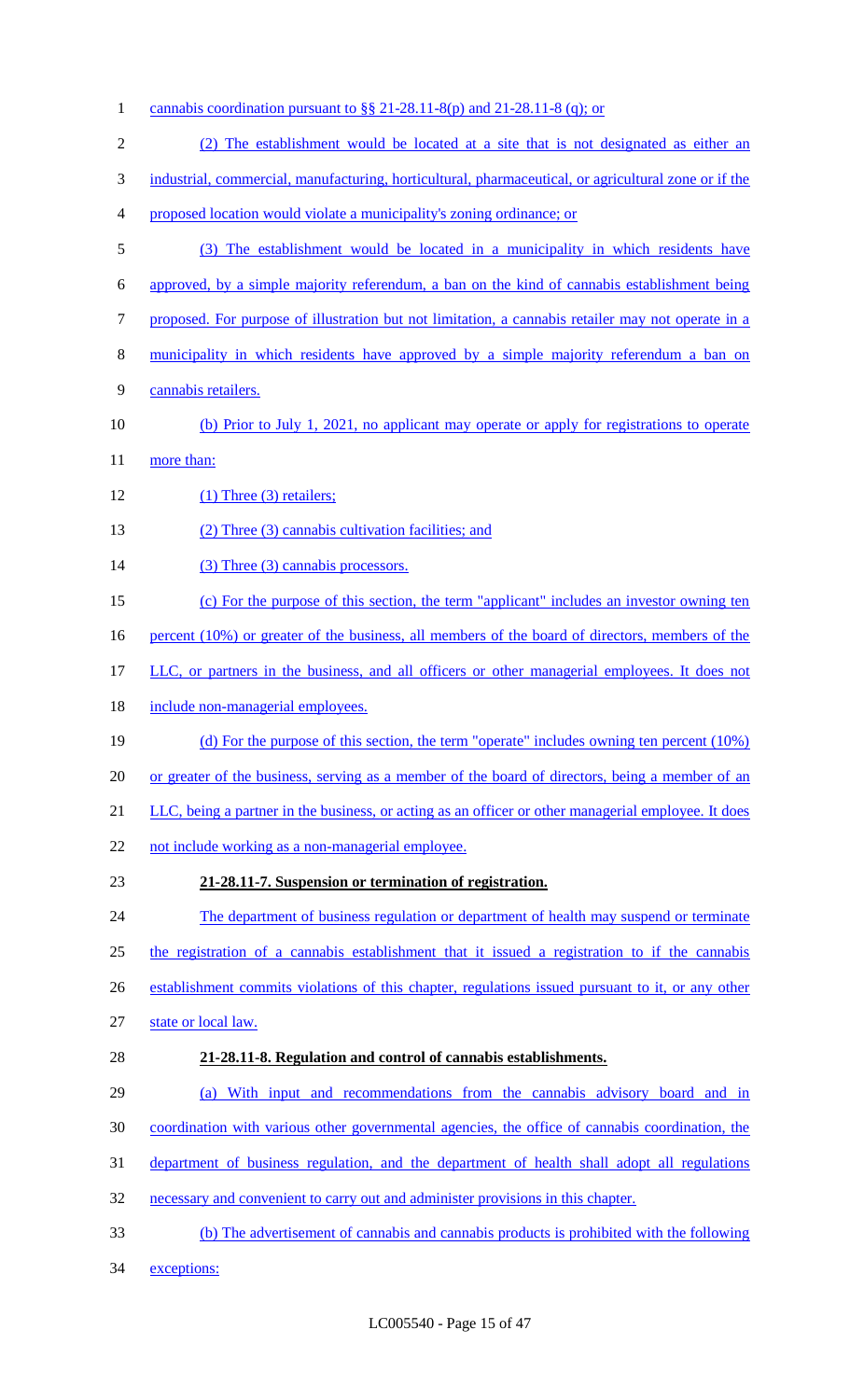cannabis coordination pursuant to §§ 21-28.11-8(p) and 21-28.11-8 (q); or

(2) The establishment would be located at a site that is not designated as either an industrial, commercial, manufacturing, horticultural, pharmaceutical, or agricultural zone or if the proposed location would violate a municipality's zoning ordinance; or

(3) The establishment would be located in a municipality in which residents have approved, by a simple majority referendum, a ban on the kind of cannabis establishment being proposed. For purpose of illustration but not limitation, a cannabis retailer may not operate in a municipality in which residents have approved by a simple majority referendum a ban on cannabis retailers.

(b) Prior to July 1, 2021, no applicant may operate or apply for registrations to operate more than:

(1) Three (3) retailers;

(2) Three (3) cannabis cultivation facilities; and

(3) Three (3) cannabis processors.

(c) For the purpose of this section, the term "applicant" includes an investor owning ten percent (10%) or greater of the business, all members of the board of directors, members of the LLC, or partners in the business, and all officers or other managerial employees. It does not include non-managerial employees.

(d) For the purpose of this section, the term "operate" includes owning ten percent (10%) or greater of the business, serving as a member of the board of directors, being a member of an LLC, being a partner in the business, or acting as an officer or other managerial employee. It does not include working as a non-managerial employee.

**21-28.11-7. Suspension or termination of registration.**

The department of business regulation or department of health may suspend or terminate the registration of a cannabis establishment that it issued a registration to if the cannabis establishment commits violations of this chapter, regulations issued pursuant to it, or any other state or local law.

**21-28.11-8. Regulation and control of cannabis establishments.**

(a) With input and recommendations from the cannabis advisory board and in coordination with various other governmental agencies, the office of cannabis coordination, the department of business regulation, and the department of health shall adopt all regulations necessary and convenient to carry out and administer provisions in this chapter.

(b) The advertisement of cannabis and cannabis products is prohibited with the following exceptions: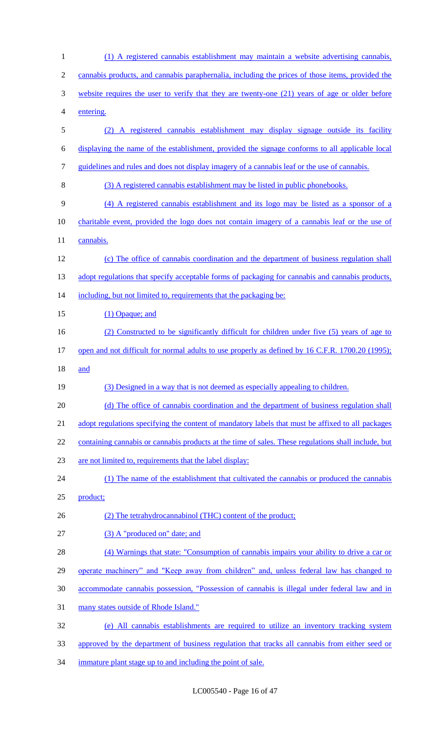(1) A registered cannabis establishment may maintain a website advertising cannabis, cannabis products, and cannabis paraphernalia, including the prices of those items, provided the website requires the user to verify that they are twenty-one (21) years of age or older before entering.

(2) A registered cannabis establishment may display signage outside its facility displaying the name of the establishment, provided the signage conforms to all applicable local guidelines and rules and does not display imagery of a cannabis leaf or the use of cannabis.

(3) A registered cannabis establishment may be listed in public phonebooks.

(4) A registered cannabis establishment and its logo may be listed as a sponsor of a charitable event, provided the logo does not contain imagery of a cannabis leaf or the use of cannabis.

(c) The office of cannabis coordination and the department of business regulation shall adopt regulations that specify acceptable forms of packaging for cannabis and cannabis products, including, but not limited to, requirements that the packaging be:

(1) Opaque; and

(2) Constructed to be significantly difficult for children under five (5) years of age to open and not difficult for normal adults to use properly as defined by 16 C.F.R. 1700.20 (1995); and

(3) Designed in a way that is not deemed as especially appealing to children.

(d) The office of cannabis coordination and the department of business regulation shall adopt regulations specifying the content of mandatory labels that must be affixed to all packages containing cannabis or cannabis products at the time of sales. These regulations shall include, but are not limited to, requirements that the label display:

(1) The name of the establishment that cultivated the cannabis or produced the cannabis product;

(2) The tetrahydrocannabinol (THC) content of the product;

(3) A "produced on" date; and

(4) Warnings that state: "Consumption of cannabis impairs your ability to drive a car or operate machinery" and "Keep away from children" and, unless federal law has changed to accommodate cannabis possession, "Possession of cannabis is illegal under federal law and in many states outside of Rhode Island."

(e) All cannabis establishments are required to utilize an inventory tracking system approved by the department of business regulation that tracks all cannabis from either seed or immature plant stage up to and including the point of sale.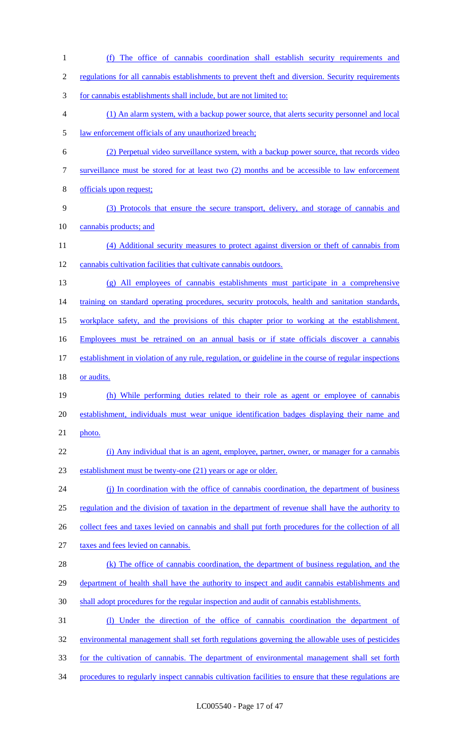(f) The office of cannabis coordination shall establish security requirements and regulations for all cannabis establishments to prevent theft and diversion. Security requirements for cannabis establishments shall include, but are not limited to:

(1) An alarm system, with a backup power source, that alerts security personnel and local law enforcement officials of any unauthorized breach;

(2) Perpetual video surveillance system, with a backup power source, that records video surveillance must be stored for at least two (2) months and be accessible to law enforcement officials upon request;

(3) Protocols that ensure the secure transport, delivery, and storage of cannabis and cannabis products; and

(4) Additional security measures to protect against diversion or theft of cannabis from cannabis cultivation facilities that cultivate cannabis outdoors.

(g) All employees of cannabis establishments must participate in a comprehensive training on standard operating procedures, security protocols, health and sanitation standards, workplace safety, and the provisions of this chapter prior to working at the establishment. Employees must be retrained on an annual basis or if state officials discover a cannabis establishment in violation of any rule, regulation, or guideline in the course of regular inspections or audits.

(h) While performing duties related to their role as agent or employee of cannabis establishment, individuals must wear unique identification badges displaying their name and photo.

(i) Any individual that is an agent, employee, partner, owner, or manager for a cannabis establishment must be twenty-one (21) years or age or older.

(j) In coordination with the office of cannabis coordination, the department of business regulation and the division of taxation in the department of revenue shall have the authority to collect fees and taxes levied on cannabis and shall put forth procedures for the collection of all taxes and fees levied on cannabis.

(k) The office of cannabis coordination, the department of business regulation, and the department of health shall have the authority to inspect and audit cannabis establishments and shall adopt procedures for the regular inspection and audit of cannabis establishments.

(l) Under the direction of the office of cannabis coordination the department of environmental management shall set forth regulations governing the allowable uses of pesticides for the cultivation of cannabis. The department of environmental management shall set forth procedures to regularly inspect cannabis cultivation facilities to ensure that these regulations are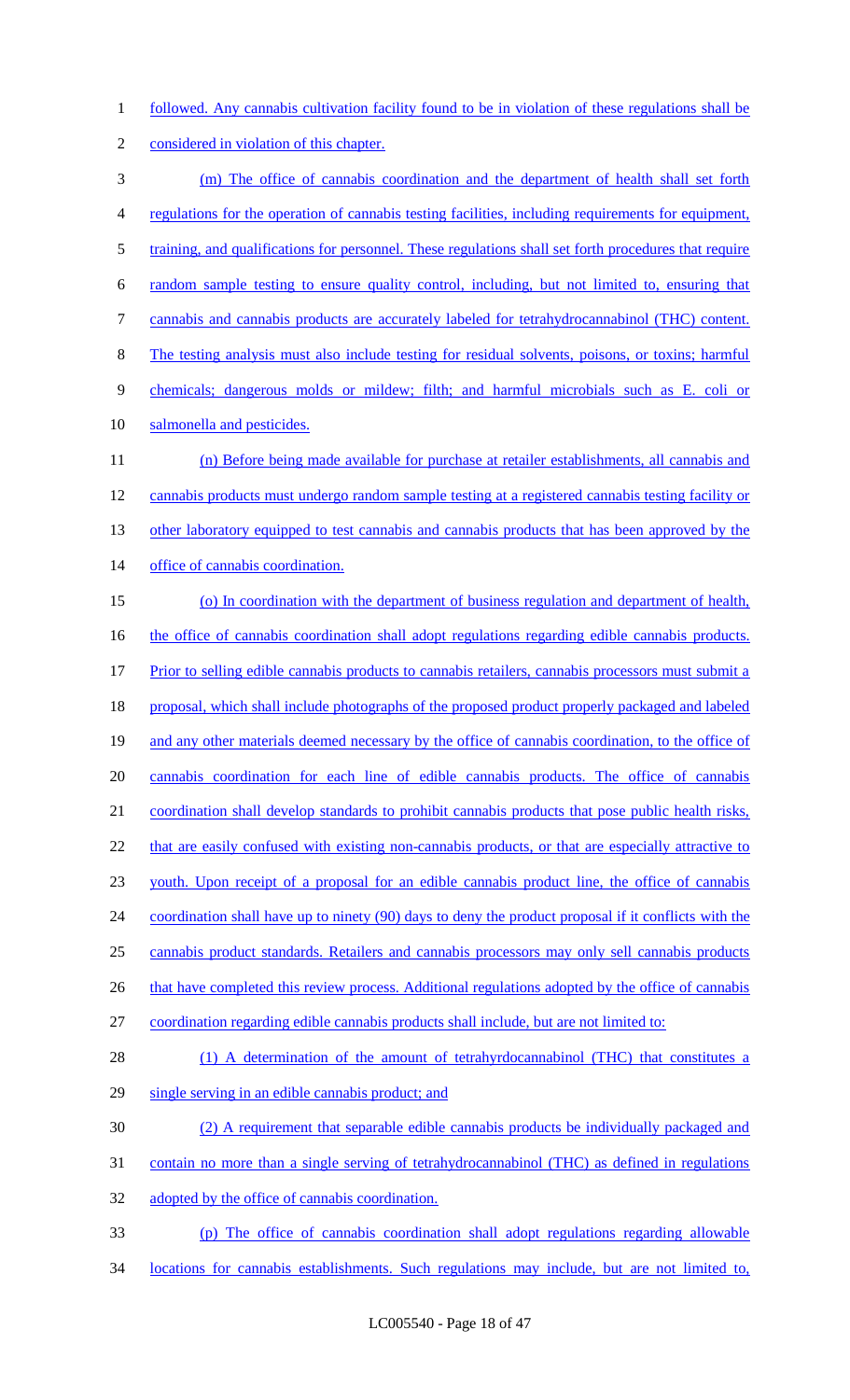followed. Any cannabis cultivation facility found to be in violation of these regulations shall be considered in violation of this chapter.

(m) The office of cannabis coordination and the department of health shall set forth regulations for the operation of cannabis testing facilities, including requirements for equipment, training, and qualifications for personnel. These regulations shall set forth procedures that require random sample testing to ensure quality control, including, but not limited to, ensuring that cannabis and cannabis products are accurately labeled for tetrahydrocannabinol (THC) content. The testing analysis must also include testing for residual solvents, poisons, or toxins; harmful chemicals; dangerous molds or mildew; filth; and harmful microbials such as E. coli or salmonella and pesticides.

(n) Before being made available for purchase at retailer establishments, all cannabis and cannabis products must undergo random sample testing at a registered cannabis testing facility or other laboratory equipped to test cannabis and cannabis products that has been approved by the office of cannabis coordination.

(o) In coordination with the department of business regulation and department of health, the office of cannabis coordination shall adopt regulations regarding edible cannabis products. Prior to selling edible cannabis products to cannabis retailers, cannabis processors must submit a proposal, which shall include photographs of the proposed product properly packaged and labeled and any other materials deemed necessary by the office of cannabis coordination, to the office of cannabis coordination for each line of edible cannabis products. The office of cannabis coordination shall develop standards to prohibit cannabis products that pose public health risks, that are easily confused with existing non-cannabis products, or that are especially attractive to youth. Upon receipt of a proposal for an edible cannabis product line, the office of cannabis coordination shall have up to ninety (90) days to deny the product proposal if it conflicts with the cannabis product standards. Retailers and cannabis processors may only sell cannabis products that have completed this review process. Additional regulations adopted by the office of cannabis coordination regarding edible cannabis products shall include, but are not limited to:

(1) A determination of the amount of tetrahyrdocannabinol (THC) that constitutes a single serving in an edible cannabis product; and

(2) A requirement that separable edible cannabis products be individually packaged and contain no more than a single serving of tetrahydrocannabinol (THC) as defined in regulations adopted by the office of cannabis coordination.

(p) The office of cannabis coordination shall adopt regulations regarding allowable locations for cannabis establishments. Such regulations may include, but are not limited to,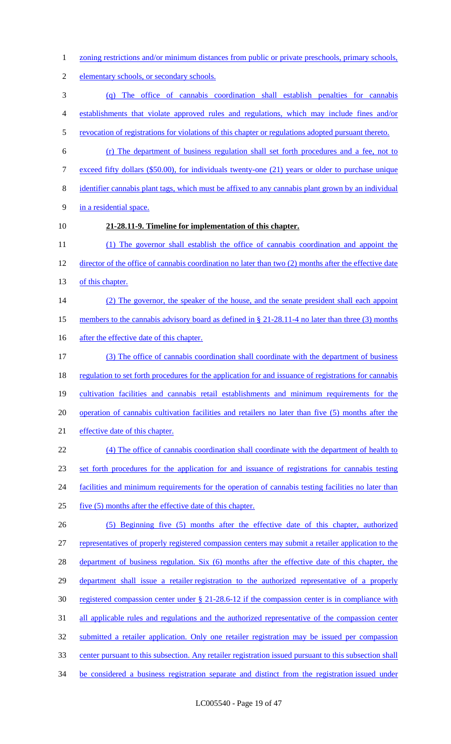zoning restrictions and/or minimum distances from public or private preschools, primary schools, elementary schools, or secondary schools.

(q) The office of cannabis coordination shall establish penalties for cannabis establishments that violate approved rules and regulations, which may include fines and/or revocation of registrations for violations of this chapter or regulations adopted pursuant thereto.

(r) The department of business regulation shall set forth procedures and a fee, not to exceed fifty dollars ($50.00), for individuals twenty-one (21) years or older to purchase unique identifier cannabis plant tags, which must be affixed to any cannabis plant grown by an individual in a residential space.

**21-28.11-9. Timeline for implementation of this chapter.**

(1) The governor shall establish the office of cannabis coordination and appoint the director of the office of cannabis coordination no later than two (2) months after the effective date of this chapter.

(2) The governor, the speaker of the house, and the senate president shall each appoint members to the cannabis advisory board as defined in § 21-28.11-4 no later than three (3) months after the effective date of this chapter.

(3) The office of cannabis coordination shall coordinate with the department of business regulation to set forth procedures for the application for and issuance of registrations for cannabis cultivation facilities and cannabis retail establishments and minimum requirements for the operation of cannabis cultivation facilities and retailers no later than five (5) months after the effective date of this chapter.

(4) The office of cannabis coordination shall coordinate with the department of health to set forth procedures for the application for and issuance of registrations for cannabis testing facilities and minimum requirements for the operation of cannabis testing facilities no later than five (5) months after the effective date of this chapter.

(5) Beginning five (5) months after the effective date of this chapter, authorized representatives of properly registered compassion centers may submit a retailer application to the department of business regulation. Six (6) months after the effective date of this chapter, the department shall issue a retailer registration to the authorized representative of a properly registered compassion center under § 21-28.6-12 if the compassion center is in compliance with all applicable rules and regulations and the authorized representative of the compassion center submitted a retailer application. Only one retailer registration may be issued per compassion center pursuant to this subsection. Any retailer registration issued pursuant to this subsection shall be considered a business registration separate and distinct from the registration issued under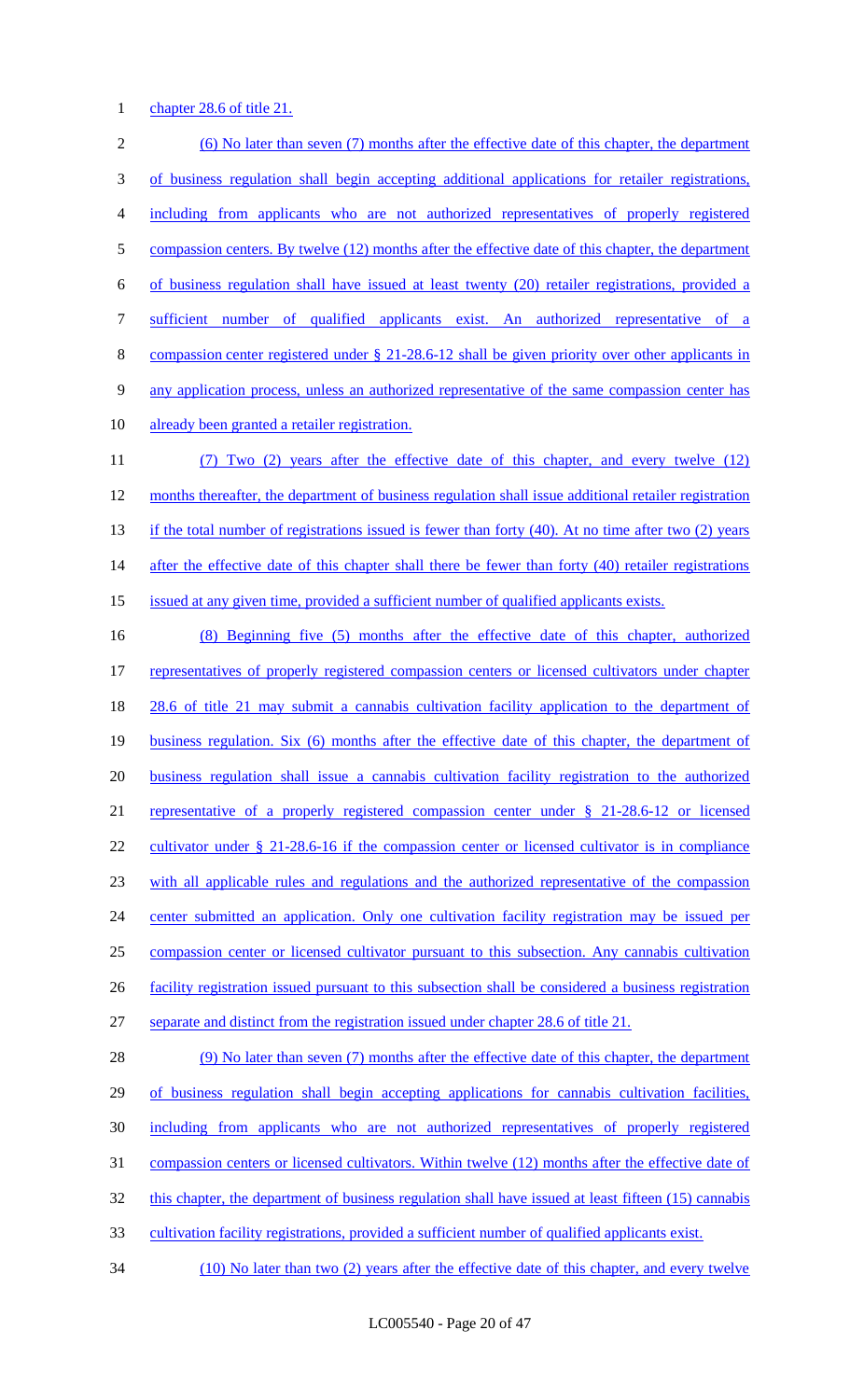chapter 28.6 of title 21.

(6) No later than seven (7) months after the effective date of this chapter, the department of business regulation shall begin accepting additional applications for retailer registrations, including from applicants who are not authorized representatives of properly registered compassion centers. By twelve (12) months after the effective date of this chapter, the department of business regulation shall have issued at least twenty (20) retailer registrations, provided a sufficient number of qualified applicants exist. An authorized representative of a compassion center registered under § 21-28.6-12 shall be given priority over other applicants in any application process, unless an authorized representative of the same compassion center has already been granted a retailer registration.

(7) Two (2) years after the effective date of this chapter, and every twelve (12) months thereafter, the department of business regulation shall issue additional retailer registration if the total number of registrations issued is fewer than forty (40). At no time after two (2) years after the effective date of this chapter shall there be fewer than forty (40) retailer registrations issued at any given time, provided a sufficient number of qualified applicants exists.

(8) Beginning five (5) months after the effective date of this chapter, authorized representatives of properly registered compassion centers or licensed cultivators under chapter 28.6 of title 21 may submit a cannabis cultivation facility application to the department of business regulation. Six (6) months after the effective date of this chapter, the department of business regulation shall issue a cannabis cultivation facility registration to the authorized representative of a properly registered compassion center under § 21-28.6-12 or licensed cultivator under § 21-28.6-16 if the compassion center or licensed cultivator is in compliance with all applicable rules and regulations and the authorized representative of the compassion center submitted an application. Only one cultivation facility registration may be issued per compassion center or licensed cultivator pursuant to this subsection. Any cannabis cultivation facility registration issued pursuant to this subsection shall be considered a business registration separate and distinct from the registration issued under chapter 28.6 of title 21.

(9) No later than seven (7) months after the effective date of this chapter, the department of business regulation shall begin accepting applications for cannabis cultivation facilities, including from applicants who are not authorized representatives of properly registered compassion centers or licensed cultivators. Within twelve (12) months after the effective date of this chapter, the department of business regulation shall have issued at least fifteen (15) cannabis cultivation facility registrations, provided a sufficient number of qualified applicants exist.

(10) No later than two (2) years after the effective date of this chapter, and every twelve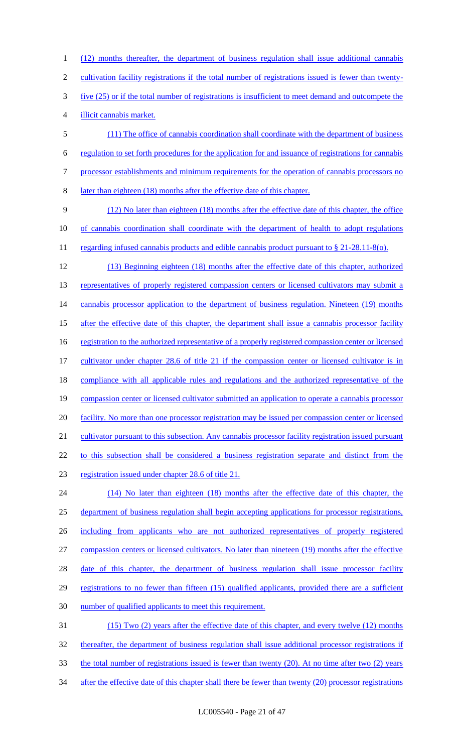(12) months thereafter, the department of business regulation shall issue additional cannabis cultivation facility registrations if the total number of registrations issued is fewer than twenty-five (25) or if the total number of registrations is insufficient to meet demand and outcompete the illicit cannabis market.

(11) The office of cannabis coordination shall coordinate with the department of business regulation to set forth procedures for the application for and issuance of registrations for cannabis processor establishments and minimum requirements for the operation of cannabis processors no later than eighteen (18) months after the effective date of this chapter.

(12) No later than eighteen (18) months after the effective date of this chapter, the office of cannabis coordination shall coordinate with the department of health to adopt regulations regarding infused cannabis products and edible cannabis product pursuant to § 21-28.11-8(o).

(13) Beginning eighteen (18) months after the effective date of this chapter, authorized representatives of properly registered compassion centers or licensed cultivators may submit a cannabis processor application to the department of business regulation. Nineteen (19) months after the effective date of this chapter, the department shall issue a cannabis processor facility registration to the authorized representative of a properly registered compassion center or licensed cultivator under chapter 28.6 of title 21 if the compassion center or licensed cultivator is in compliance with all applicable rules and regulations and the authorized representative of the compassion center or licensed cultivator submitted an application to operate a cannabis processor facility. No more than one processor registration may be issued per compassion center or licensed cultivator pursuant to this subsection. Any cannabis processor facility registration issued pursuant to this subsection shall be considered a business registration separate and distinct from the registration issued under chapter 28.6 of title 21.

(14) No later than eighteen (18) months after the effective date of this chapter, the department of business regulation shall begin accepting applications for processor registrations, including from applicants who are not authorized representatives of properly registered compassion centers or licensed cultivators. No later than nineteen (19) months after the effective date of this chapter, the department of business regulation shall issue processor facility registrations to no fewer than fifteen (15) qualified applicants, provided there are a sufficient number of qualified applicants to meet this requirement.

(15) Two (2) years after the effective date of this chapter, and every twelve (12) months thereafter, the department of business regulation shall issue additional processor registrations if the total number of registrations issued is fewer than twenty (20). At no time after two (2) years after the effective date of this chapter shall there be fewer than twenty (20) processor registrations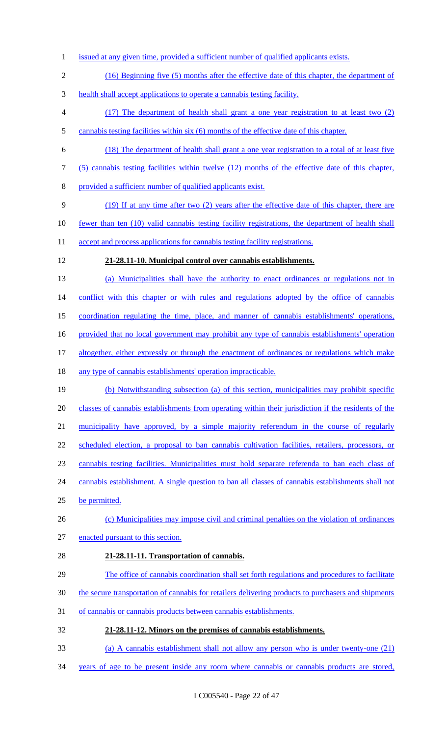issued at any given time, provided a sufficient number of qualified applicants exists.

(16) Beginning five (5) months after the effective date of this chapter, the department of health shall accept applications to operate a cannabis testing facility.

(17) The department of health shall grant a one year registration to at least two (2) cannabis testing facilities within six (6) months of the effective date of this chapter.

(18) The department of health shall grant a one year registration to a total of at least five (5) cannabis testing facilities within twelve (12) months of the effective date of this chapter, provided a sufficient number of qualified applicants exist.

(19) If at any time after two (2) years after the effective date of this chapter, there are fewer than ten (10) valid cannabis testing facility registrations, the department of health shall accept and process applications for cannabis testing facility registrations.

**21-28.11-10. Municipal control over cannabis establishments.**

(a) Municipalities shall have the authority to enact ordinances or regulations not in conflict with this chapter or with rules and regulations adopted by the office of cannabis coordination regulating the time, place, and manner of cannabis establishments' operations, provided that no local government may prohibit any type of cannabis establishments' operation altogether, either expressly or through the enactment of ordinances or regulations which make any type of cannabis establishments' operation impracticable.

(b) Notwithstanding subsection (a) of this section, municipalities may prohibit specific classes of cannabis establishments from operating within their jurisdiction if the residents of the municipality have approved, by a simple majority referendum in the course of regularly scheduled election, a proposal to ban cannabis cultivation facilities, retailers, processors, or cannabis testing facilities. Municipalities must hold separate referenda to ban each class of cannabis establishment. A single question to ban all classes of cannabis establishments shall not be permitted.

(c) Municipalities may impose civil and criminal penalties on the violation of ordinances enacted pursuant to this section.

**21-28.11-11. Transportation of cannabis.**

The office of cannabis coordination shall set forth regulations and procedures to facilitate the secure transportation of cannabis for retailers delivering products to purchasers and shipments of cannabis or cannabis products between cannabis establishments.

**21-28.11-12. Minors on the premises of cannabis establishments.**

(a) A cannabis establishment shall not allow any person who is under twenty-one (21) years of age to be present inside any room where cannabis or cannabis products are stored,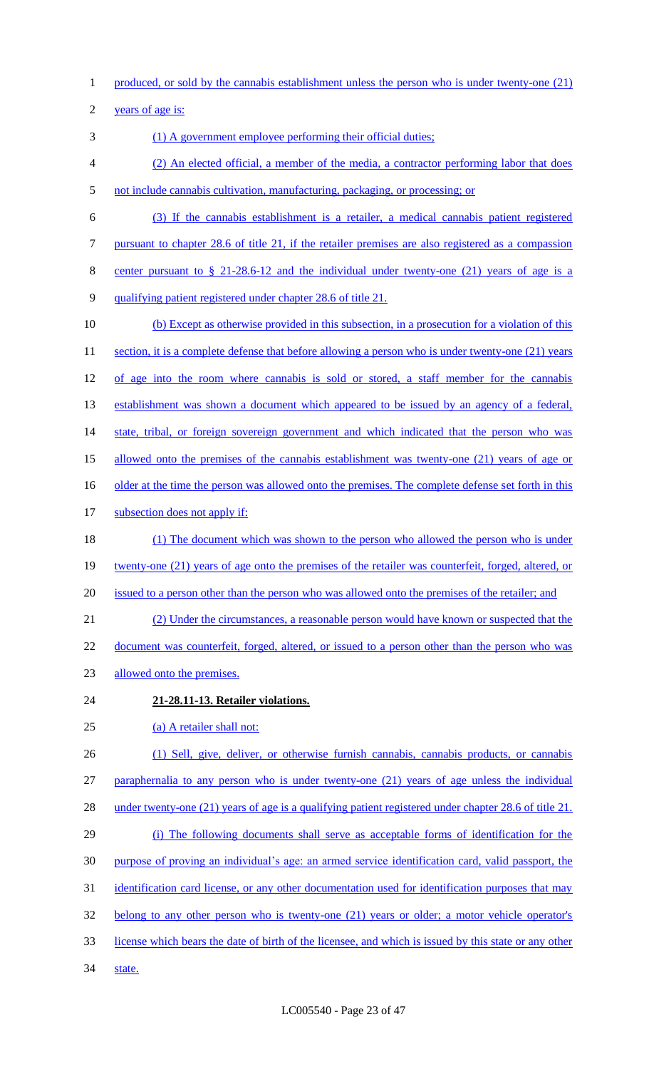produced, or sold by the cannabis establishment unless the person who is under twenty-one (21) years of age is:

(1) A government employee performing their official duties;

(2) An elected official, a member of the media, a contractor performing labor that does not include cannabis cultivation, manufacturing, packaging, or processing; or

(3) If the cannabis establishment is a retailer, a medical cannabis patient registered pursuant to chapter 28.6 of title 21, if the retailer premises are also registered as a compassion center pursuant to § 21-28.6-12 and the individual under twenty-one (21) years of age is a qualifying patient registered under chapter 28.6 of title 21.

(b) Except as otherwise provided in this subsection, in a prosecution for a violation of this section, it is a complete defense that before allowing a person who is under twenty-one (21) years of age into the room where cannabis is sold or stored, a staff member for the cannabis establishment was shown a document which appeared to be issued by an agency of a federal, state, tribal, or foreign sovereign government and which indicated that the person who was allowed onto the premises of the cannabis establishment was twenty-one (21) years of age or older at the time the person was allowed onto the premises. The complete defense set forth in this subsection does not apply if:

(1) The document which was shown to the person who allowed the person who is under twenty-one (21) years of age onto the premises of the retailer was counterfeit, forged, altered, or issued to a person other than the person who was allowed onto the premises of the retailer; and

(2) Under the circumstances, a reasonable person would have known or suspected that the document was counterfeit, forged, altered, or issued to a person other than the person who was allowed onto the premises.

**21-28.11-13. Retailer violations.**

(a) A retailer shall not:

(1) Sell, give, deliver, or otherwise furnish cannabis, cannabis products, or cannabis paraphernalia to any person who is under twenty-one (21) years of age unless the individual under twenty-one (21) years of age is a qualifying patient registered under chapter 28.6 of title 21.

(i) The following documents shall serve as acceptable forms of identification for the purpose of proving an individual's age: an armed service identification card, valid passport, the identification card license, or any other documentation used for identification purposes that may belong to any other person who is twenty-one (21) years or older; a motor vehicle operator's license which bears the date of birth of the licensee, and which is issued by this state or any other state.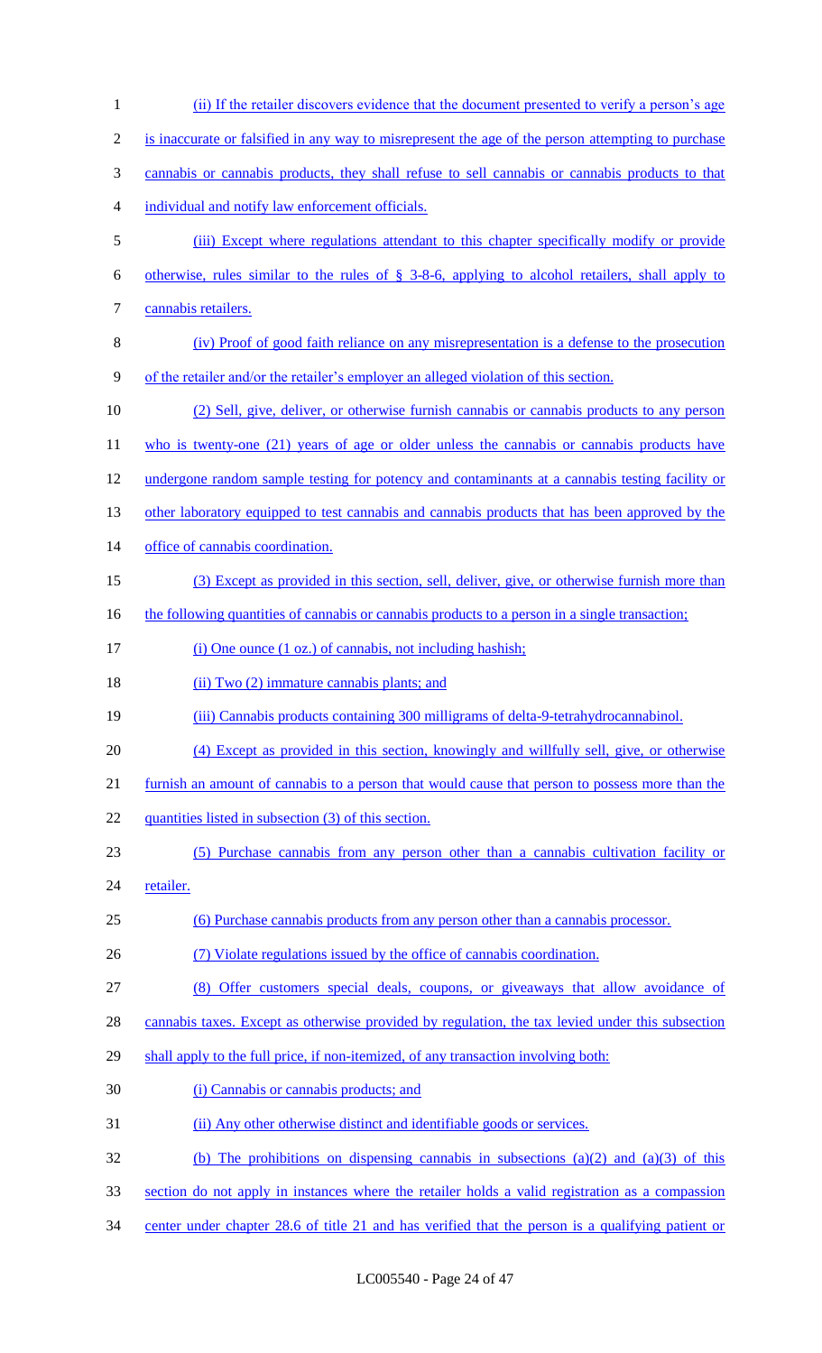(ii) If the retailer discovers evidence that the document presented to verify a person's age is inaccurate or falsified in any way to misrepresent the age of the person attempting to purchase cannabis or cannabis products, they shall refuse to sell cannabis or cannabis products to that individual and notify law enforcement officials.

(iii) Except where regulations attendant to this chapter specifically modify or provide otherwise, rules similar to the rules of § 3-8-6, applying to alcohol retailers, shall apply to cannabis retailers.

(iv) Proof of good faith reliance on any misrepresentation is a defense to the prosecution of the retailer and/or the retailer's employer an alleged violation of this section.

(2) Sell, give, deliver, or otherwise furnish cannabis or cannabis products to any person who is twenty-one (21) years of age or older unless the cannabis or cannabis products have undergone random sample testing for potency and contaminants at a cannabis testing facility or other laboratory equipped to test cannabis and cannabis products that has been approved by the office of cannabis coordination.

(3) Except as provided in this section, sell, deliver, give, or otherwise furnish more than the following quantities of cannabis or cannabis products to a person in a single transaction;

(i) One ounce (1 oz.) of cannabis, not including hashish;

(ii) Two (2) immature cannabis plants; and

(iii) Cannabis products containing 300 milligrams of delta-9-tetrahydrocannabinol.

(4) Except as provided in this section, knowingly and willfully sell, give, or otherwise furnish an amount of cannabis to a person that would cause that person to possess more than the quantities listed in subsection (3) of this section.

(5) Purchase cannabis from any person other than a cannabis cultivation facility or retailer.

(6) Purchase cannabis products from any person other than a cannabis processor.

(7) Violate regulations issued by the office of cannabis coordination.

(8) Offer customers special deals, coupons, or giveaways that allow avoidance of cannabis taxes. Except as otherwise provided by regulation, the tax levied under this subsection shall apply to the full price, if non-itemized, of any transaction involving both:

(i) Cannabis or cannabis products; and

(ii) Any other otherwise distinct and identifiable goods or services.

(b) The prohibitions on dispensing cannabis in subsections (a)(2) and (a)(3) of this section do not apply in instances where the retailer holds a valid registration as a compassion center under chapter 28.6 of title 21 and has verified that the person is a qualifying patient or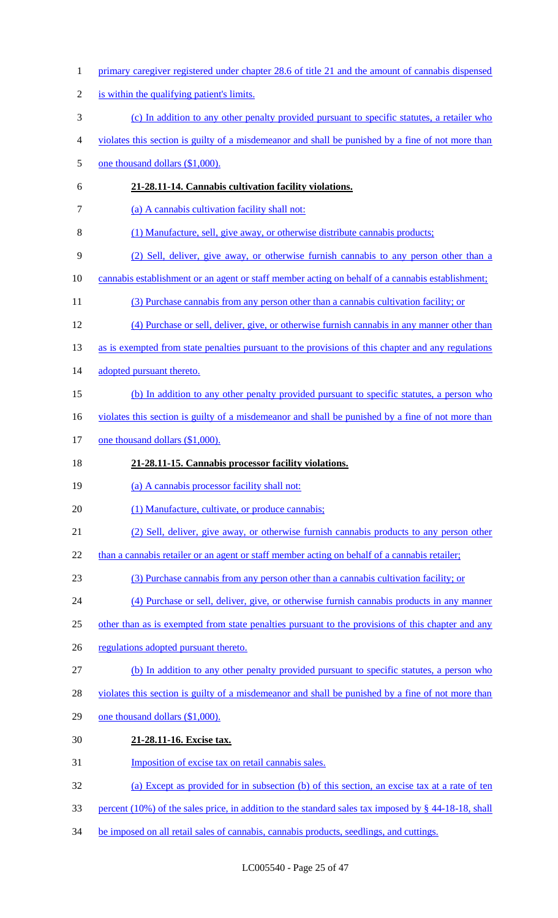primary caregiver registered under chapter 28.6 of title 21 and the amount of cannabis dispensed is within the qualifying patient's limits.

(c) In addition to any other penalty provided pursuant to specific statutes, a retailer who violates this section is guilty of a misdemeanor and shall be punished by a fine of not more than one thousand dollars ($1,000).

**21-28.11-14. Cannabis cultivation facility violations.**

(a) A cannabis cultivation facility shall not:

(1) Manufacture, sell, give away, or otherwise distribute cannabis products;

(2) Sell, deliver, give away, or otherwise furnish cannabis to any person other than a cannabis establishment or an agent or staff member acting on behalf of a cannabis establishment;

(3) Purchase cannabis from any person other than a cannabis cultivation facility; or

(4) Purchase or sell, deliver, give, or otherwise furnish cannabis in any manner other than as is exempted from state penalties pursuant to the provisions of this chapter and any regulations adopted pursuant thereto.

(b) In addition to any other penalty provided pursuant to specific statutes, a person who violates this section is guilty of a misdemeanor and shall be punished by a fine of not more than one thousand dollars ($1,000).

**21-28.11-15. Cannabis processor facility violations.**

(a) A cannabis processor facility shall not:

(1) Manufacture, cultivate, or produce cannabis;

(2) Sell, deliver, give away, or otherwise furnish cannabis products to any person other than a cannabis retailer or an agent or staff member acting on behalf of a cannabis retailer;

(3) Purchase cannabis from any person other than a cannabis cultivation facility; or

(4) Purchase or sell, deliver, give, or otherwise furnish cannabis products in any manner other than as is exempted from state penalties pursuant to the provisions of this chapter and any regulations adopted pursuant thereto.

(b) In addition to any other penalty provided pursuant to specific statutes, a person who violates this section is guilty of a misdemeanor and shall be punished by a fine of not more than one thousand dollars ($1,000).

**21-28.11-16. Excise tax.**

Imposition of excise tax on retail cannabis sales.

(a) Except as provided for in subsection (b) of this section, an excise tax at a rate of ten percent (10%) of the sales price, in addition to the standard sales tax imposed by § 44-18-18, shall be imposed on all retail sales of cannabis, cannabis products, seedlings, and cuttings.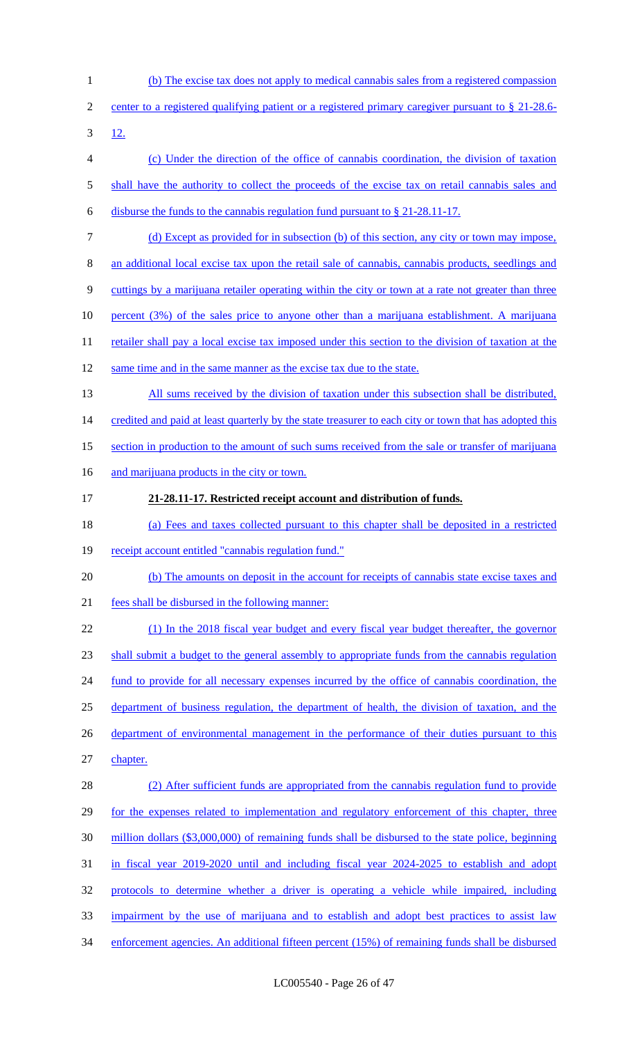(b) The excise tax does not apply to medical cannabis sales from a registered compassion center to a registered qualifying patient or a registered primary caregiver pursuant to § 21-28.6-12.

(c) Under the direction of the office of cannabis coordination, the division of taxation shall have the authority to collect the proceeds of the excise tax on retail cannabis sales and disburse the funds to the cannabis regulation fund pursuant to § 21-28.11-17.

(d) Except as provided for in subsection (b) of this section, any city or town may impose, an additional local excise tax upon the retail sale of cannabis, cannabis products, seedlings and cuttings by a marijuana retailer operating within the city or town at a rate not greater than three percent (3%) of the sales price to anyone other than a marijuana establishment. A marijuana retailer shall pay a local excise tax imposed under this section to the division of taxation at the same time and in the same manner as the excise tax due to the state.

All sums received by the division of taxation under this subsection shall be distributed, credited and paid at least quarterly by the state treasurer to each city or town that has adopted this section in production to the amount of such sums received from the sale or transfer of marijuana and marijuana products in the city or town.

**21-28.11-17. Restricted receipt account and distribution of funds.**

(a) Fees and taxes collected pursuant to this chapter shall be deposited in a restricted receipt account entitled "cannabis regulation fund."

(b) The amounts on deposit in the account for receipts of cannabis state excise taxes and fees shall be disbursed in the following manner:

(1) In the 2018 fiscal year budget and every fiscal year budget thereafter, the governor shall submit a budget to the general assembly to appropriate funds from the cannabis regulation fund to provide for all necessary expenses incurred by the office of cannabis coordination, the department of business regulation, the department of health, the division of taxation, and the department of environmental management in the performance of their duties pursuant to this chapter.

(2) After sufficient funds are appropriated from the cannabis regulation fund to provide for the expenses related to implementation and regulatory enforcement of this chapter, three million dollars ($3,000,000) of remaining funds shall be disbursed to the state police, beginning in fiscal year 2019-2020 until and including fiscal year 2024-2025 to establish and adopt protocols to determine whether a driver is operating a vehicle while impaired, including impairment by the use of marijuana and to establish and adopt best practices to assist law enforcement agencies. An additional fifteen percent (15%) of remaining funds shall be disbursed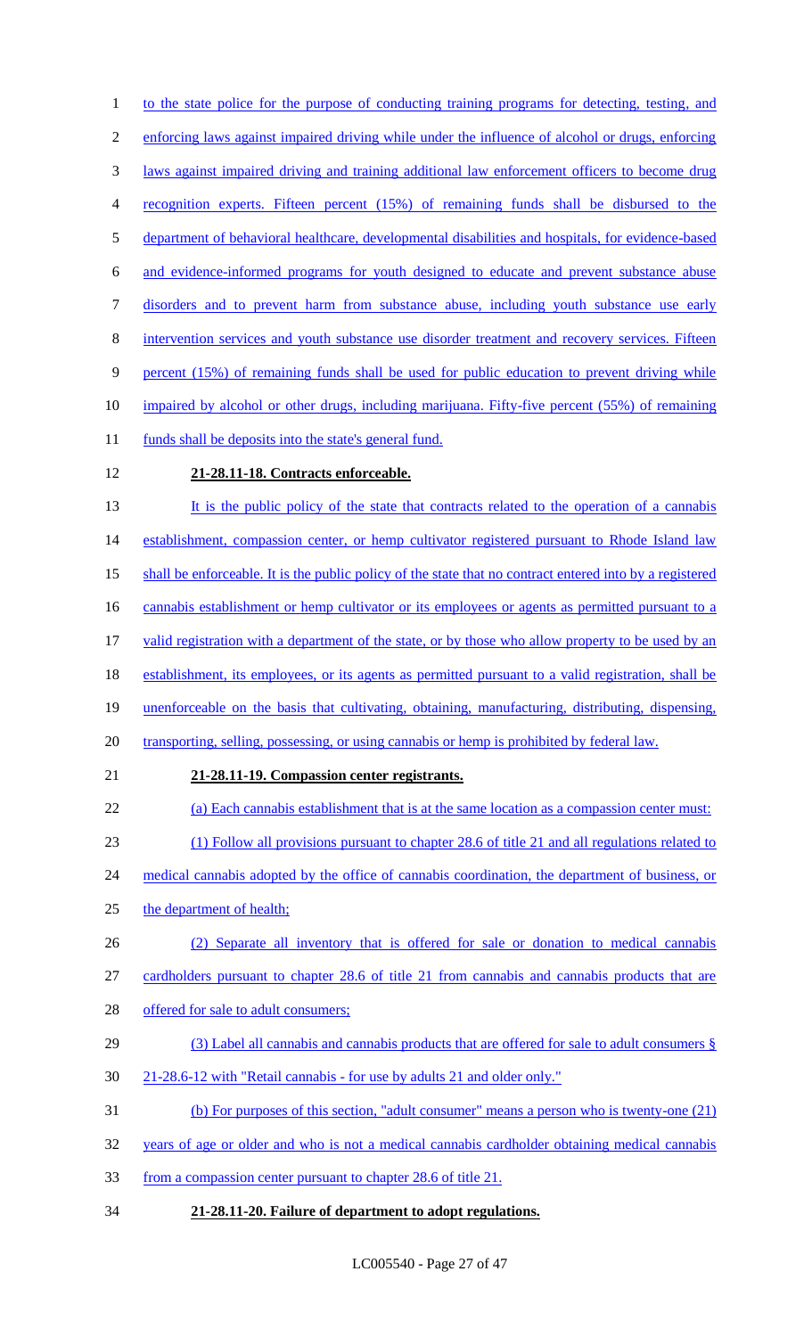to the state police for the purpose of conducting training programs for detecting, testing, and enforcing laws against impaired driving while under the influence of alcohol or drugs, enforcing laws against impaired driving and training additional law enforcement officers to become drug recognition experts. Fifteen percent (15%) of remaining funds shall be disbursed to the department of behavioral healthcare, developmental disabilities and hospitals, for evidence-based and evidence-informed programs for youth designed to educate and prevent substance abuse disorders and to prevent harm from substance abuse, including youth substance use early intervention services and youth substance use disorder treatment and recovery services. Fifteen percent (15%) of remaining funds shall be used for public education to prevent driving while impaired by alcohol or other drugs, including marijuana. Fifty-five percent (55%) of remaining funds shall be deposits into the state's general fund.

**21-28.11-18. Contracts enforceable.**

It is the public policy of the state that contracts related to the operation of a cannabis establishment, compassion center, or hemp cultivator registered pursuant to Rhode Island law shall be enforceable. It is the public policy of the state that no contract entered into by a registered cannabis establishment or hemp cultivator or its employees or agents as permitted pursuant to a valid registration with a department of the state, or by those who allow property to be used by an establishment, its employees, or its agents as permitted pursuant to a valid registration, shall be unenforceable on the basis that cultivating, obtaining, manufacturing, distributing, dispensing, transporting, selling, possessing, or using cannabis or hemp is prohibited by federal law.

**21-28.11-19. Compassion center registrants.**

(a) Each cannabis establishment that is at the same location as a compassion center must:

(1) Follow all provisions pursuant to chapter 28.6 of title 21 and all regulations related to medical cannabis adopted by the office of cannabis coordination, the department of business, or the department of health;

(2) Separate all inventory that is offered for sale or donation to medical cannabis cardholders pursuant to chapter 28.6 of title 21 from cannabis and cannabis products that are offered for sale to adult consumers;

(3) Label all cannabis and cannabis products that are offered for sale to adult consumers § 21-28.6-12 with "Retail cannabis - for use by adults 21 and older only."

(b) For purposes of this section, "adult consumer" means a person who is twenty-one (21) years of age or older and who is not a medical cannabis cardholder obtaining medical cannabis from a compassion center pursuant to chapter 28.6 of title 21.

**21-28.11-20. Failure of department to adopt regulations.**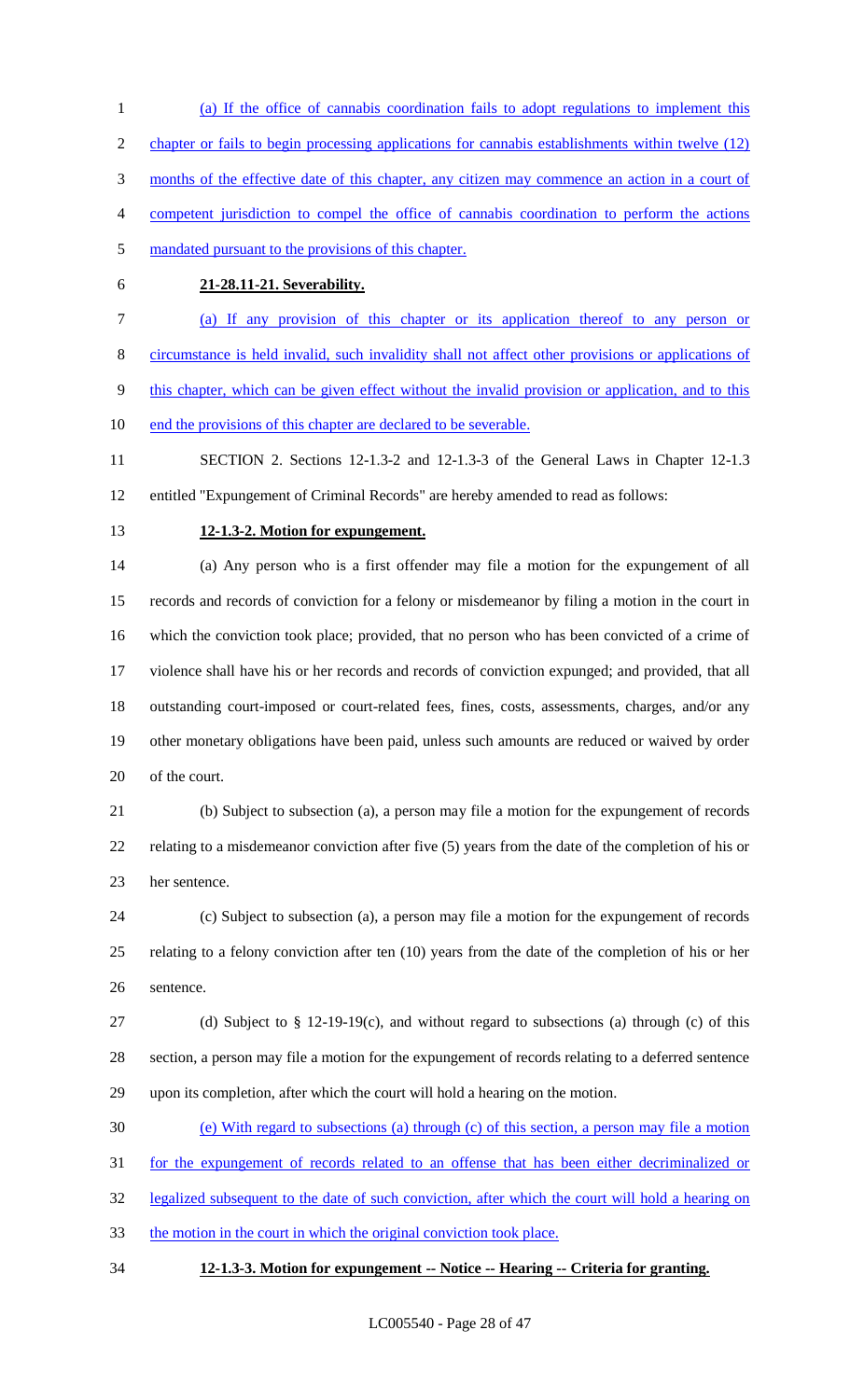(a) If the office of cannabis coordination fails to adopt regulations to implement this chapter or fails to begin processing applications for cannabis establishments within twelve (12) months of the effective date of this chapter, any citizen may commence an action in a court of competent jurisdiction to compel the office of cannabis coordination to perform the actions mandated pursuant to the provisions of this chapter.

**21-28.11-21. Severability.**

(a) If any provision of this chapter or its application thereof to any person or circumstance is held invalid, such invalidity shall not affect other provisions or applications of this chapter, which can be given effect without the invalid provision or application, and to this end the provisions of this chapter are declared to be severable.

SECTION 2. Sections 12-1.3-2 and 12-1.3-3 of the General Laws in Chapter 12-1.3 entitled "Expungement of Criminal Records" are hereby amended to read as follows:

**12-1.3-2. Motion for expungement.**

(a) Any person who is a first offender may file a motion for the expungement of all records and records of conviction for a felony or misdemeanor by filing a motion in the court in which the conviction took place; provided, that no person who has been convicted of a crime of violence shall have his or her records and records of conviction expunged; and provided, that all outstanding court-imposed or court-related fees, fines, costs, assessments, charges, and/or any other monetary obligations have been paid, unless such amounts are reduced or waived by order of the court.

(b) Subject to subsection (a), a person may file a motion for the expungement of records relating to a misdemeanor conviction after five (5) years from the date of the completion of his or her sentence.

(c) Subject to subsection (a), a person may file a motion for the expungement of records relating to a felony conviction after ten (10) years from the date of the completion of his or her sentence.

(d) Subject to § 12-19-19(c), and without regard to subsections (a) through (c) of this section, a person may file a motion for the expungement of records relating to a deferred sentence upon its completion, after which the court will hold a hearing on the motion.

(e) With regard to subsections (a) through (c) of this section, a person may file a motion for the expungement of records related to an offense that has been either decriminalized or legalized subsequent to the date of such conviction, after which the court will hold a hearing on the motion in the court in which the original conviction took place.

**12-1.3-3. Motion for expungement -- Notice -- Hearing -- Criteria for granting.**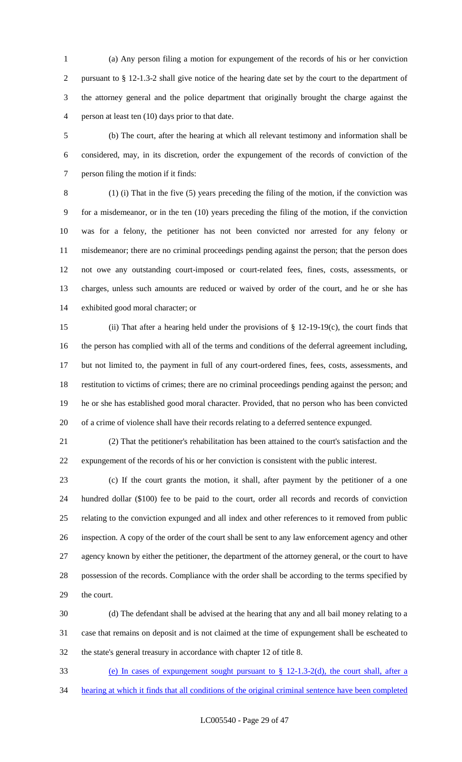(a) Any person filing a motion for expungement of the records of his or her conviction pursuant to § 12-1.3-2 shall give notice of the hearing date set by the court to the department of the attorney general and the police department that originally brought the charge against the person at least ten (10) days prior to that date.

(b) The court, after the hearing at which all relevant testimony and information shall be considered, may, in its discretion, order the expungement of the records of conviction of the person filing the motion if it finds:

(1) (i) That in the five (5) years preceding the filing of the motion, if the conviction was for a misdemeanor, or in the ten (10) years preceding the filing of the motion, if the conviction was for a felony, the petitioner has not been convicted nor arrested for any felony or misdemeanor; there are no criminal proceedings pending against the person; that the person does not owe any outstanding court-imposed or court-related fees, fines, costs, assessments, or charges, unless such amounts are reduced or waived by order of the court, and he or she has exhibited good moral character; or

(ii) That after a hearing held under the provisions of § 12-19-19(c), the court finds that the person has complied with all of the terms and conditions of the deferral agreement including, but not limited to, the payment in full of any court-ordered fines, fees, costs, assessments, and restitution to victims of crimes; there are no criminal proceedings pending against the person; and he or she has established good moral character. Provided, that no person who has been convicted of a crime of violence shall have their records relating to a deferred sentence expunged.

(2) That the petitioner's rehabilitation has been attained to the court's satisfaction and the expungement of the records of his or her conviction is consistent with the public interest.

(c) If the court grants the motion, it shall, after payment by the petitioner of a one hundred dollar ($100) fee to be paid to the court, order all records and records of conviction relating to the conviction expunged and all index and other references to it removed from public inspection. A copy of the order of the court shall be sent to any law enforcement agency and other agency known by either the petitioner, the department of the attorney general, or the court to have possession of the records. Compliance with the order shall be according to the terms specified by the court.

(d) The defendant shall be advised at the hearing that any and all bail money relating to a case that remains on deposit and is not claimed at the time of expungement shall be escheated to the state's general treasury in accordance with chapter 12 of title 8.

<u>(e) In cases of expungement sought pursuant to § 12-1.3-2(d), the court shall, after a hearing at which it finds that all conditions of the original criminal sentence have been completed</u>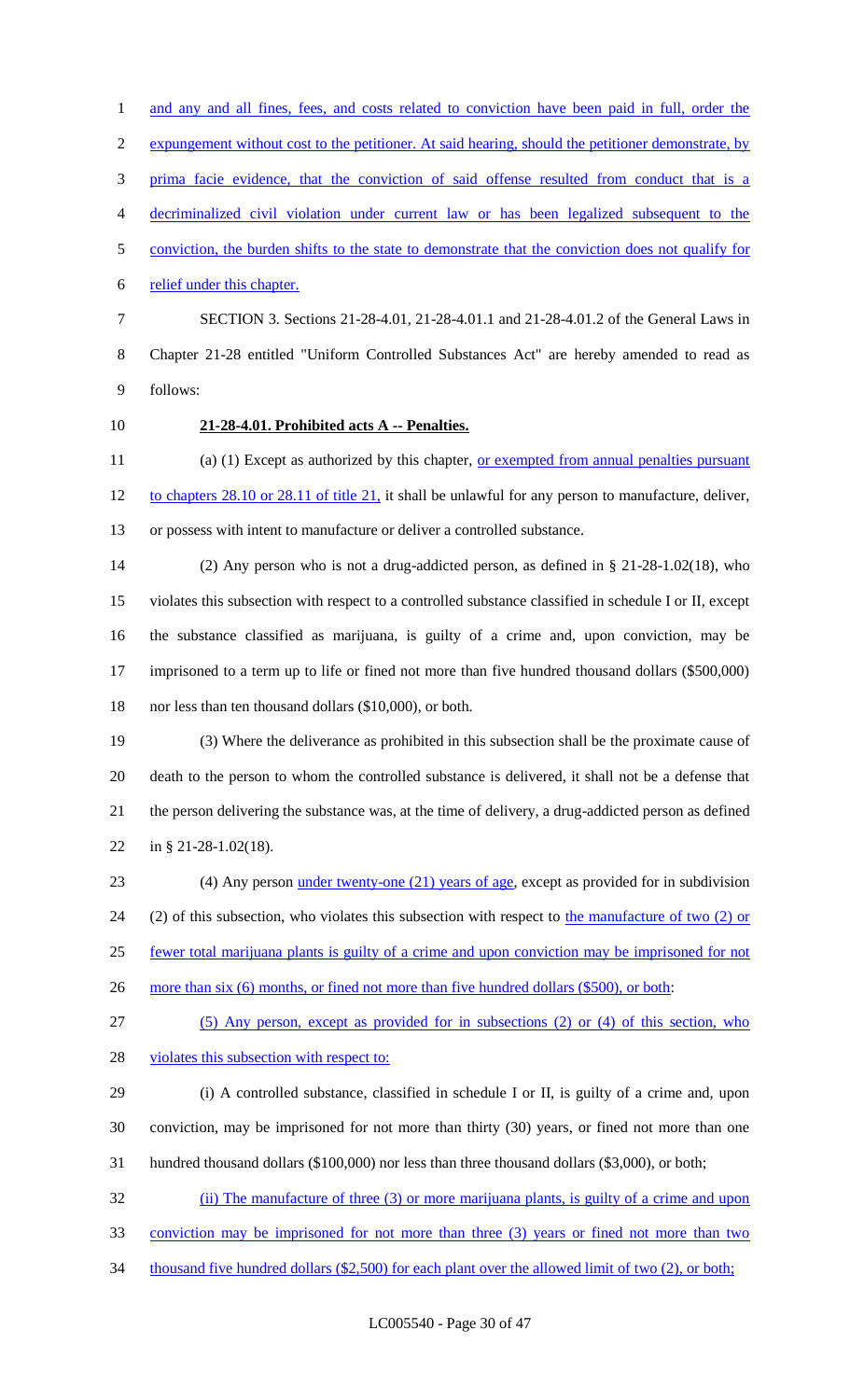and any and all fines, fees, and costs related to conviction have been paid in full, order the expungement without cost to the petitioner. At said hearing, should the petitioner demonstrate, by prima facie evidence, that the conviction of said offense resulted from conduct that is a decriminalized civil violation under current law or has been legalized subsequent to the conviction, the burden shifts to the state to demonstrate that the conviction does not qualify for relief under this chapter.

SECTION 3. Sections 21-28-4.01, 21-28-4.01.1 and 21-28-4.01.2 of the General Laws in Chapter 21-28 entitled "Uniform Controlled Substances Act" are hereby amended to read as follows:

**21-28-4.01. Prohibited acts A -- Penalties.**

(a) (1) Except as authorized by this chapter, or exempted from annual penalties pursuant to chapters 28.10 or 28.11 of title 21, it shall be unlawful for any person to manufacture, deliver, or possess with intent to manufacture or deliver a controlled substance.

(2) Any person who is not a drug-addicted person, as defined in § 21-28-1.02(18), who violates this subsection with respect to a controlled substance classified in schedule I or II, except the substance classified as marijuana, is guilty of a crime and, upon conviction, may be imprisoned to a term up to life or fined not more than five hundred thousand dollars ($500,000) nor less than ten thousand dollars ($10,000), or both.

(3) Where the deliverance as prohibited in this subsection shall be the proximate cause of death to the person to whom the controlled substance is delivered, it shall not be a defense that the person delivering the substance was, at the time of delivery, a drug-addicted person as defined in § 21-28-1.02(18).

(4) Any person under twenty-one (21) years of age, except as provided for in subdivision (2) of this subsection, who violates this subsection with respect to the manufacture of two (2) or fewer total marijuana plants is guilty of a crime and upon conviction may be imprisoned for not more than six (6) months, or fined not more than five hundred dollars ($500), or both:

(5) Any person, except as provided for in subsections (2) or (4) of this section, who violates this subsection with respect to:

(i) A controlled substance, classified in schedule I or II, is guilty of a crime and, upon conviction, may be imprisoned for not more than thirty (30) years, or fined not more than one hundred thousand dollars ($100,000) nor less than three thousand dollars ($3,000), or both;

(ii) The manufacture of three (3) or more marijuana plants, is guilty of a crime and upon conviction may be imprisoned for not more than three (3) years or fined not more than two thousand five hundred dollars ($2,500) for each plant over the allowed limit of two (2), or both;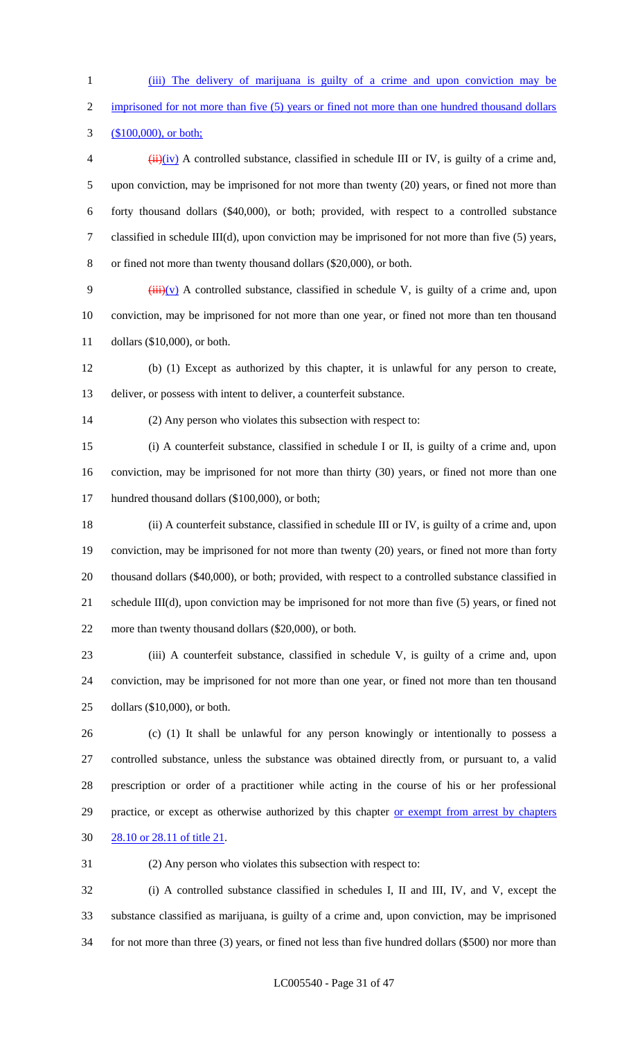(iii) The delivery of marijuana is guilty of a crime and upon conviction may be imprisoned for not more than five (5) years or fined not more than one hundred thousand dollars ($100,000), or both;

~~(ii)~~(iv) A controlled substance, classified in schedule III or IV, is guilty of a crime and, upon conviction, may be imprisoned for not more than twenty (20) years, or fined not more than forty thousand dollars ($40,000), or both; provided, with respect to a controlled substance classified in schedule III(d), upon conviction may be imprisoned for not more than five (5) years, or fined not more than twenty thousand dollars ($20,000), or both.

~~(iii)~~(v) A controlled substance, classified in schedule V, is guilty of a crime and, upon conviction, may be imprisoned for not more than one year, or fined not more than ten thousand dollars ($10,000), or both.

(b) (1) Except as authorized by this chapter, it is unlawful for any person to create, deliver, or possess with intent to deliver, a counterfeit substance.

(2) Any person who violates this subsection with respect to:

(i) A counterfeit substance, classified in schedule I or II, is guilty of a crime and, upon conviction, may be imprisoned for not more than thirty (30) years, or fined not more than one hundred thousand dollars ($100,000), or both;

(ii) A counterfeit substance, classified in schedule III or IV, is guilty of a crime and, upon conviction, may be imprisoned for not more than twenty (20) years, or fined not more than forty thousand dollars ($40,000), or both; provided, with respect to a controlled substance classified in schedule III(d), upon conviction may be imprisoned for not more than five (5) years, or fined not more than twenty thousand dollars ($20,000), or both.

(iii) A counterfeit substance, classified in schedule V, is guilty of a crime and, upon conviction, may be imprisoned for not more than one year, or fined not more than ten thousand dollars ($10,000), or both.

(c) (1) It shall be unlawful for any person knowingly or intentionally to possess a controlled substance, unless the substance was obtained directly from, or pursuant to, a valid prescription or order of a practitioner while acting in the course of his or her professional practice, or except as otherwise authorized by this chapter or exempt from arrest by chapters 28.10 or 28.11 of title 21.

(2) Any person who violates this subsection with respect to:

(i) A controlled substance classified in schedules I, II and III, IV, and V, except the substance classified as marijuana, is guilty of a crime and, upon conviction, may be imprisoned for not more than three (3) years, or fined not less than five hundred dollars ($500) nor more than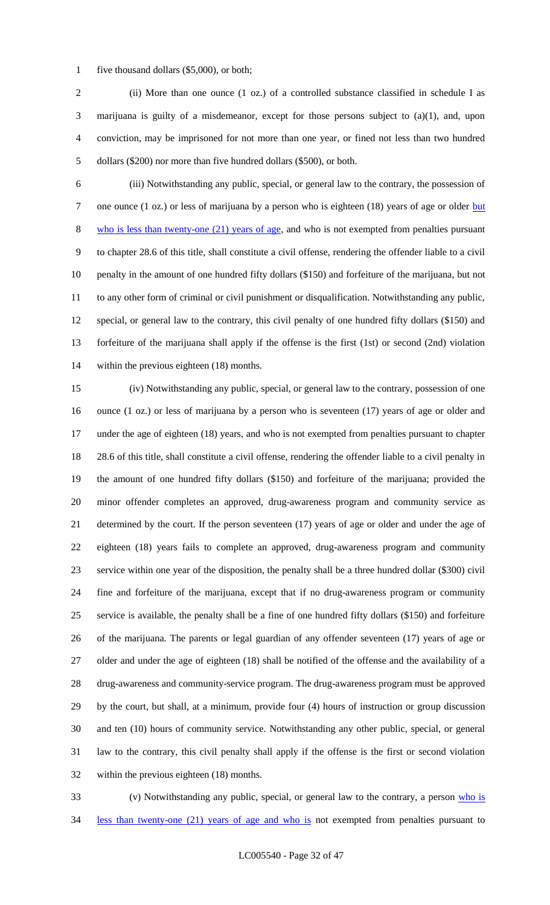five thousand dollars ($5,000), or both;

(ii) More than one ounce (1 oz.) of a controlled substance classified in schedule I as marijuana is guilty of a misdemeanor, except for those persons subject to (a)(1), and, upon conviction, may be imprisoned for not more than one year, or fined not less than two hundred dollars ($200) nor more than five hundred dollars ($500), or both.

(iii) Notwithstanding any public, special, or general law to the contrary, the possession of one ounce (1 oz.) or less of marijuana by a person who is eighteen (18) years of age or older but who is less than twenty-one (21) years of age, and who is not exempted from penalties pursuant to chapter 28.6 of this title, shall constitute a civil offense, rendering the offender liable to a civil penalty in the amount of one hundred fifty dollars ($150) and forfeiture of the marijuana, but not to any other form of criminal or civil punishment or disqualification. Notwithstanding any public, special, or general law to the contrary, this civil penalty of one hundred fifty dollars ($150) and forfeiture of the marijuana shall apply if the offense is the first (1st) or second (2nd) violation within the previous eighteen (18) months.

(iv) Notwithstanding any public, special, or general law to the contrary, possession of one ounce (1 oz.) or less of marijuana by a person who is seventeen (17) years of age or older and under the age of eighteen (18) years, and who is not exempted from penalties pursuant to chapter 28.6 of this title, shall constitute a civil offense, rendering the offender liable to a civil penalty in the amount of one hundred fifty dollars ($150) and forfeiture of the marijuana; provided the minor offender completes an approved, drug-awareness program and community service as determined by the court. If the person seventeen (17) years of age or older and under the age of eighteen (18) years fails to complete an approved, drug-awareness program and community service within one year of the disposition, the penalty shall be a three hundred dollar ($300) civil fine and forfeiture of the marijuana, except that if no drug-awareness program or community service is available, the penalty shall be a fine of one hundred fifty dollars ($150) and forfeiture of the marijuana. The parents or legal guardian of any offender seventeen (17) years of age or older and under the age of eighteen (18) shall be notified of the offense and the availability of a drug-awareness and community-service program. The drug-awareness program must be approved by the court, but shall, at a minimum, provide four (4) hours of instruction or group discussion and ten (10) hours of community service. Notwithstanding any other public, special, or general law to the contrary, this civil penalty shall apply if the offense is the first or second violation within the previous eighteen (18) months.

(v) Notwithstanding any public, special, or general law to the contrary, a person who is less than twenty-one (21) years of age and who is not exempted from penalties pursuant to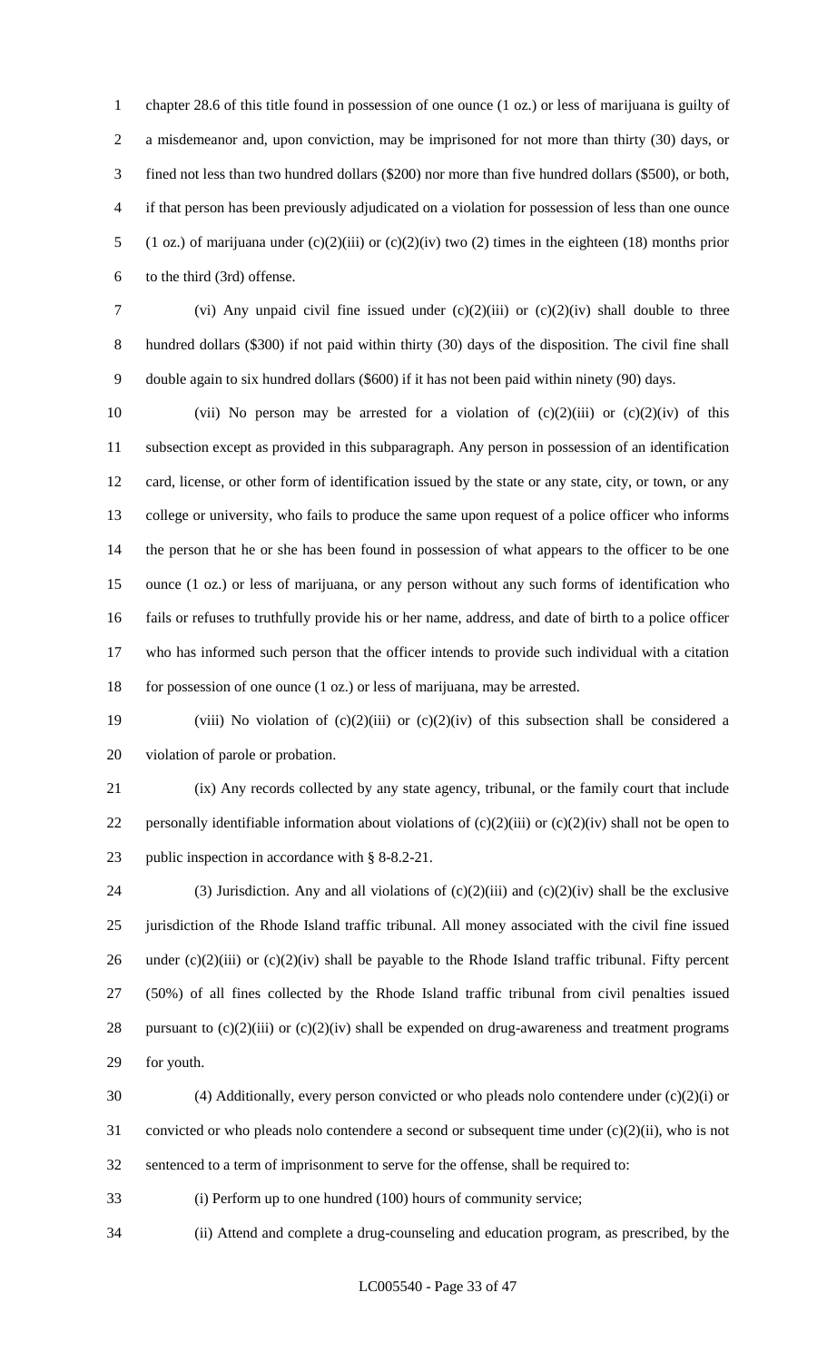chapter 28.6 of this title found in possession of one ounce (1 oz.) or less of marijuana is guilty of a misdemeanor and, upon conviction, may be imprisoned for not more than thirty (30) days, or fined not less than two hundred dollars ($200) nor more than five hundred dollars ($500), or both, if that person has been previously adjudicated on a violation for possession of less than one ounce (1 oz.) of marijuana under (c)(2)(iii) or (c)(2)(iv) two (2) times in the eighteen (18) months prior to the third (3rd) offense.

(vi) Any unpaid civil fine issued under (c)(2)(iii) or (c)(2)(iv) shall double to three hundred dollars ($300) if not paid within thirty (30) days of the disposition. The civil fine shall double again to six hundred dollars ($600) if it has not been paid within ninety (90) days.

(vii) No person may be arrested for a violation of (c)(2)(iii) or (c)(2)(iv) of this subsection except as provided in this subparagraph. Any person in possession of an identification card, license, or other form of identification issued by the state or any state, city, or town, or any college or university, who fails to produce the same upon request of a police officer who informs the person that he or she has been found in possession of what appears to the officer to be one ounce (1 oz.) or less of marijuana, or any person without any such forms of identification who fails or refuses to truthfully provide his or her name, address, and date of birth to a police officer who has informed such person that the officer intends to provide such individual with a citation for possession of one ounce (1 oz.) or less of marijuana, may be arrested.

(viii) No violation of (c)(2)(iii) or (c)(2)(iv) of this subsection shall be considered a violation of parole or probation.

(ix) Any records collected by any state agency, tribunal, or the family court that include personally identifiable information about violations of (c)(2)(iii) or (c)(2)(iv) shall not be open to public inspection in accordance with § 8-8.2-21.

(3) Jurisdiction. Any and all violations of (c)(2)(iii) and (c)(2)(iv) shall be the exclusive jurisdiction of the Rhode Island traffic tribunal. All money associated with the civil fine issued under (c)(2)(iii) or (c)(2)(iv) shall be payable to the Rhode Island traffic tribunal. Fifty percent (50%) of all fines collected by the Rhode Island traffic tribunal from civil penalties issued pursuant to (c)(2)(iii) or (c)(2)(iv) shall be expended on drug-awareness and treatment programs for youth.

(4) Additionally, every person convicted or who pleads nolo contendere under (c)(2)(i) or convicted or who pleads nolo contendere a second or subsequent time under (c)(2)(ii), who is not sentenced to a term of imprisonment to serve for the offense, shall be required to:

(i) Perform up to one hundred (100) hours of community service;

(ii) Attend and complete a drug-counseling and education program, as prescribed, by the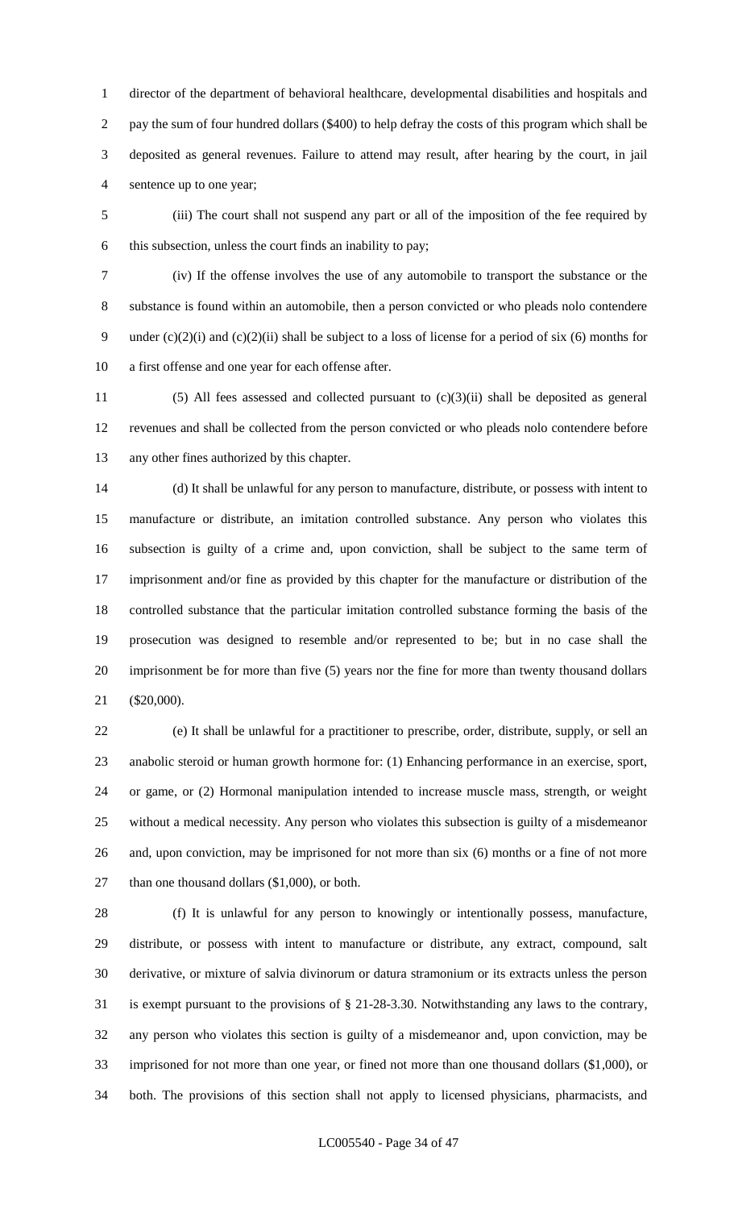director of the department of behavioral healthcare, developmental disabilities and hospitals and pay the sum of four hundred dollars ($400) to help defray the costs of this program which shall be deposited as general revenues. Failure to attend may result, after hearing by the court, in jail sentence up to one year;

(iii) The court shall not suspend any part or all of the imposition of the fee required by this subsection, unless the court finds an inability to pay;

(iv) If the offense involves the use of any automobile to transport the substance or the substance is found within an automobile, then a person convicted or who pleads nolo contendere under (c)(2)(i) and (c)(2)(ii) shall be subject to a loss of license for a period of six (6) months for a first offense and one year for each offense after.

(5) All fees assessed and collected pursuant to (c)(3)(ii) shall be deposited as general revenues and shall be collected from the person convicted or who pleads nolo contendere before any other fines authorized by this chapter.

(d) It shall be unlawful for any person to manufacture, distribute, or possess with intent to manufacture or distribute, an imitation controlled substance. Any person who violates this subsection is guilty of a crime and, upon conviction, shall be subject to the same term of imprisonment and/or fine as provided by this chapter for the manufacture or distribution of the controlled substance that the particular imitation controlled substance forming the basis of the prosecution was designed to resemble and/or represented to be; but in no case shall the imprisonment be for more than five (5) years nor the fine for more than twenty thousand dollars ($20,000).

(e) It shall be unlawful for a practitioner to prescribe, order, distribute, supply, or sell an anabolic steroid or human growth hormone for: (1) Enhancing performance in an exercise, sport, or game, or (2) Hormonal manipulation intended to increase muscle mass, strength, or weight without a medical necessity. Any person who violates this subsection is guilty of a misdemeanor and, upon conviction, may be imprisoned for not more than six (6) months or a fine of not more than one thousand dollars ($1,000), or both.

(f) It is unlawful for any person to knowingly or intentionally possess, manufacture, distribute, or possess with intent to manufacture or distribute, any extract, compound, salt derivative, or mixture of salvia divinorum or datura stramonium or its extracts unless the person is exempt pursuant to the provisions of § 21-28-3.30. Notwithstanding any laws to the contrary, any person who violates this section is guilty of a misdemeanor and, upon conviction, may be imprisoned for not more than one year, or fined not more than one thousand dollars ($1,000), or both. The provisions of this section shall not apply to licensed physicians, pharmacists, and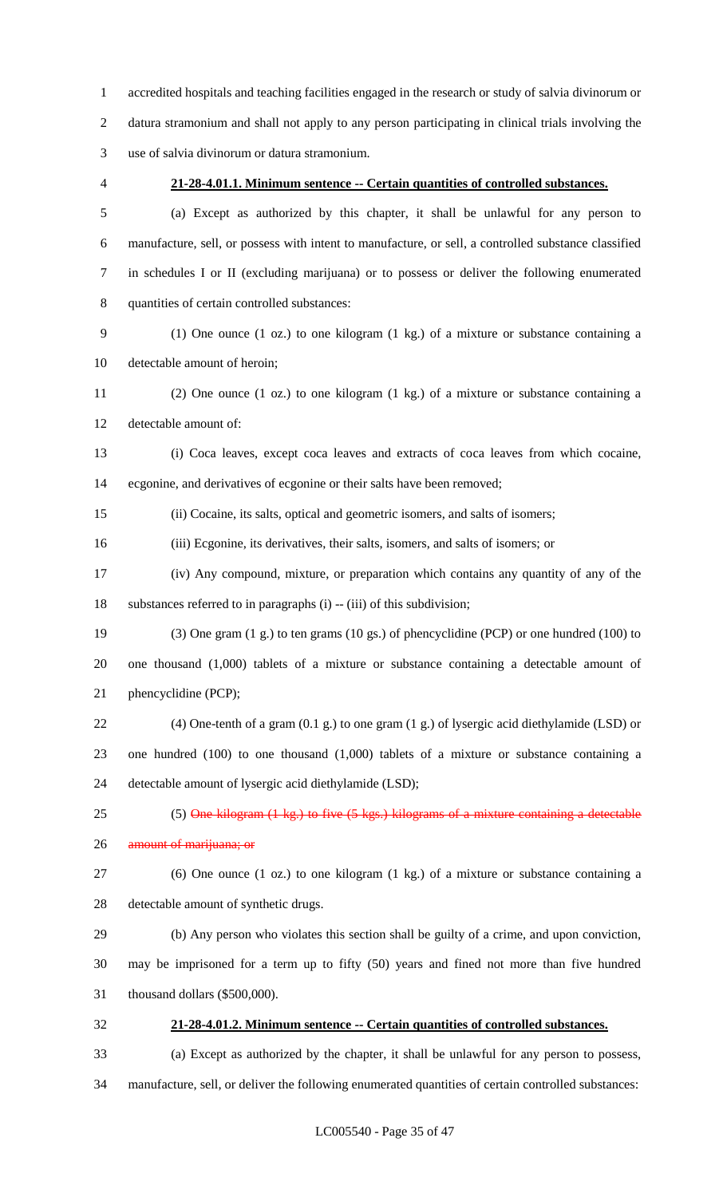accredited hospitals and teaching facilities engaged in the research or study of salvia divinorum or datura stramonium and shall not apply to any person participating in clinical trials involving the use of salvia divinorum or datura stramonium.

**21-28-4.01.1. Minimum sentence -- Certain quantities of controlled substances.**

(a) Except as authorized by this chapter, it shall be unlawful for any person to manufacture, sell, or possess with intent to manufacture, or sell, a controlled substance classified in schedules I or II (excluding marijuana) or to possess or deliver the following enumerated quantities of certain controlled substances:

(1) One ounce (1 oz.) to one kilogram (1 kg.) of a mixture or substance containing a detectable amount of heroin;

(2) One ounce (1 oz.) to one kilogram (1 kg.) of a mixture or substance containing a detectable amount of:

(i) Coca leaves, except coca leaves and extracts of coca leaves from which cocaine, ecgonine, and derivatives of ecgonine or their salts have been removed;

(ii) Cocaine, its salts, optical and geometric isomers, and salts of isomers;

(iii) Ecgonine, its derivatives, their salts, isomers, and salts of isomers; or

(iv) Any compound, mixture, or preparation which contains any quantity of any of the substances referred to in paragraphs (i) -- (iii) of this subdivision;

(3) One gram (1 g.) to ten grams (10 gs.) of phencyclidine (PCP) or one hundred (100) to one thousand (1,000) tablets of a mixture or substance containing a detectable amount of phencyclidine (PCP);

(4) One-tenth of a gram (0.1 g.) to one gram (1 g.) of lysergic acid diethylamide (LSD) or one hundred (100) to one thousand (1,000) tablets of a mixture or substance containing a detectable amount of lysergic acid diethylamide (LSD);

(5) ~~One kilogram (1 kg.) to five (5 kgs.) kilograms of a mixture containing a detectable amount of marijuana; or~~

(6) One ounce (1 oz.) to one kilogram (1 kg.) of a mixture or substance containing a detectable amount of synthetic drugs.

(b) Any person who violates this section shall be guilty of a crime, and upon conviction, may be imprisoned for a term up to fifty (50) years and fined not more than five hundred thousand dollars ($500,000).

**21-28-4.01.2. Minimum sentence -- Certain quantities of controlled substances.**

(a) Except as authorized by the chapter, it shall be unlawful for any person to possess, manufacture, sell, or deliver the following enumerated quantities of certain controlled substances: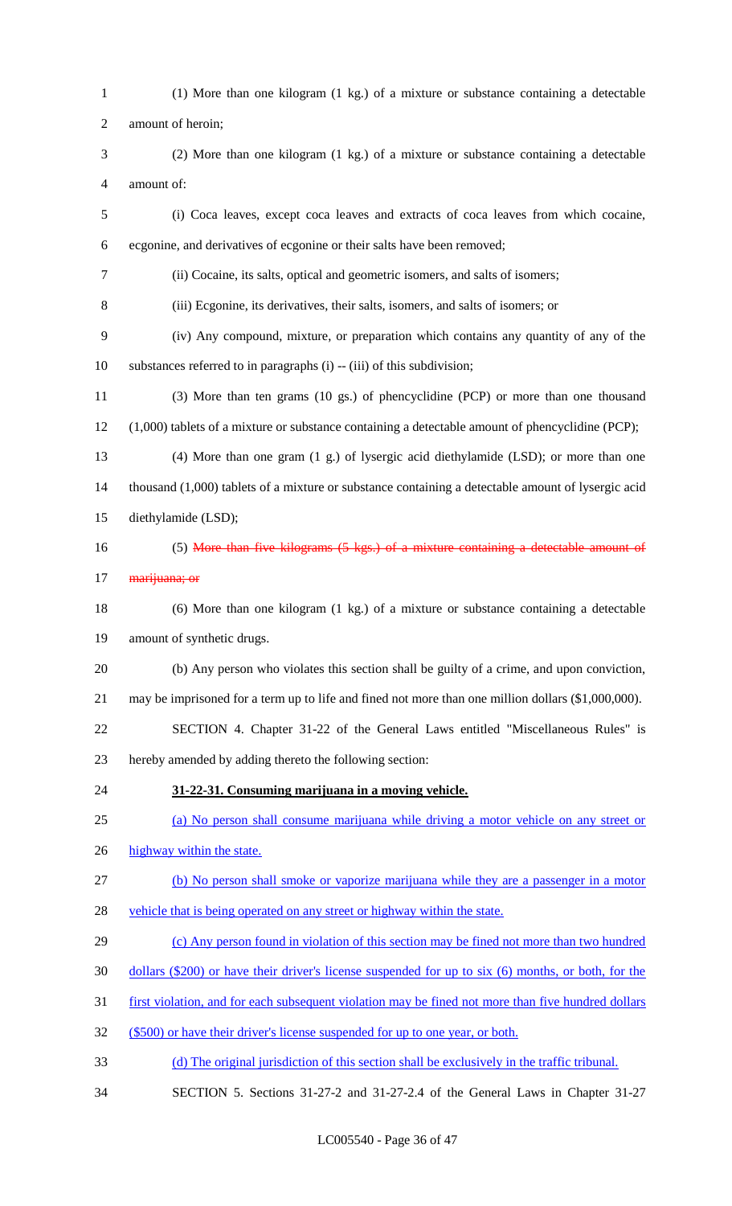(1) More than one kilogram (1 kg.) of a mixture or substance containing a detectable amount of heroin;

(2) More than one kilogram (1 kg.) of a mixture or substance containing a detectable amount of:

(i) Coca leaves, except coca leaves and extracts of coca leaves from which cocaine, ecgonine, and derivatives of ecgonine or their salts have been removed;

(ii) Cocaine, its salts, optical and geometric isomers, and salts of isomers;

(iii) Ecgonine, its derivatives, their salts, isomers, and salts of isomers; or

(iv) Any compound, mixture, or preparation which contains any quantity of any of the substances referred to in paragraphs (i) -- (iii) of this subdivision;

(3) More than ten grams (10 gs.) of phencyclidine (PCP) or more than one thousand (1,000) tablets of a mixture or substance containing a detectable amount of phencyclidine (PCP);

(4) More than one gram (1 g.) of lysergic acid diethylamide (LSD); or more than one thousand (1,000) tablets of a mixture or substance containing a detectable amount of lysergic acid diethylamide (LSD);

(5) ~~More than five kilograms (5 kgs.) of a mixture containing a detectable amount of marijuana; or~~

(6) More than one kilogram (1 kg.) of a mixture or substance containing a detectable amount of synthetic drugs.

(b) Any person who violates this section shall be guilty of a crime, and upon conviction, may be imprisoned for a term up to life and fined not more than one million dollars ($1,000,000).

SECTION 4. Chapter 31-22 of the General Laws entitled "Miscellaneous Rules" is hereby amended by adding thereto the following section:

**31-22-31. Consuming marijuana in a moving vehicle.**

(a) No person shall consume marijuana while driving a motor vehicle on any street or highway within the state.

(b) No person shall smoke or vaporize marijuana while they are a passenger in a motor vehicle that is being operated on any street or highway within the state.

(c) Any person found in violation of this section may be fined not more than two hundred dollars ($200) or have their driver's license suspended for up to six (6) months, or both, for the first violation, and for each subsequent violation may be fined not more than five hundred dollars ($500) or have their driver's license suspended for up to one year, or both.

(d) The original jurisdiction of this section shall be exclusively in the traffic tribunal.

SECTION 5. Sections 31-27-2 and 31-27-2.4 of the General Laws in Chapter 31-27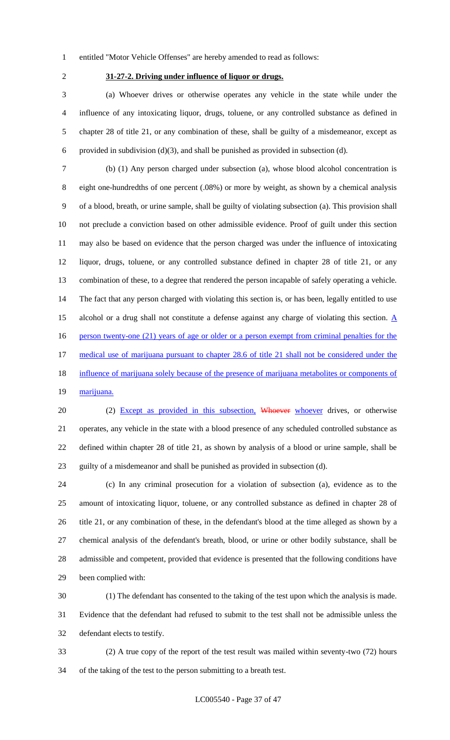entitled "Motor Vehicle Offenses" are hereby amended to read as follows:

**31-27-2. Driving under influence of liquor or drugs.**

(a) Whoever drives or otherwise operates any vehicle in the state while under the influence of any intoxicating liquor, drugs, toluene, or any controlled substance as defined in chapter 28 of title 21, or any combination of these, shall be guilty of a misdemeanor, except as provided in subdivision (d)(3), and shall be punished as provided in subsection (d).

(b) (1) Any person charged under subsection (a), whose blood alcohol concentration is eight one-hundredths of one percent (.08%) or more by weight, as shown by a chemical analysis of a blood, breath, or urine sample, shall be guilty of violating subsection (a). This provision shall not preclude a conviction based on other admissible evidence. Proof of guilt under this section may also be based on evidence that the person charged was under the influence of intoxicating liquor, drugs, toluene, or any controlled substance defined in chapter 28 of title 21, or any combination of these, to a degree that rendered the person incapable of safely operating a vehicle. The fact that any person charged with violating this section is, or has been, legally entitled to use alcohol or a drug shall not constitute a defense against any charge of violating this section. A person twenty-one (21) years of age or older or a person exempt from criminal penalties for the medical use of marijuana pursuant to chapter 28.6 of title 21 shall not be considered under the influence of marijuana solely because of the presence of marijuana metabolites or components of marijuana.

(2) Except as provided in this subsection, ~~Whoever~~ whoever drives, or otherwise operates, any vehicle in the state with a blood presence of any scheduled controlled substance as defined within chapter 28 of title 21, as shown by analysis of a blood or urine sample, shall be guilty of a misdemeanor and shall be punished as provided in subsection (d).

(c) In any criminal prosecution for a violation of subsection (a), evidence as to the amount of intoxicating liquor, toluene, or any controlled substance as defined in chapter 28 of title 21, or any combination of these, in the defendant's blood at the time alleged as shown by a chemical analysis of the defendant's breath, blood, or urine or other bodily substance, shall be admissible and competent, provided that evidence is presented that the following conditions have been complied with:

(1) The defendant has consented to the taking of the test upon which the analysis is made. Evidence that the defendant had refused to submit to the test shall not be admissible unless the defendant elects to testify.

(2) A true copy of the report of the test result was mailed within seventy-two (72) hours of the taking of the test to the person submitting to a breath test.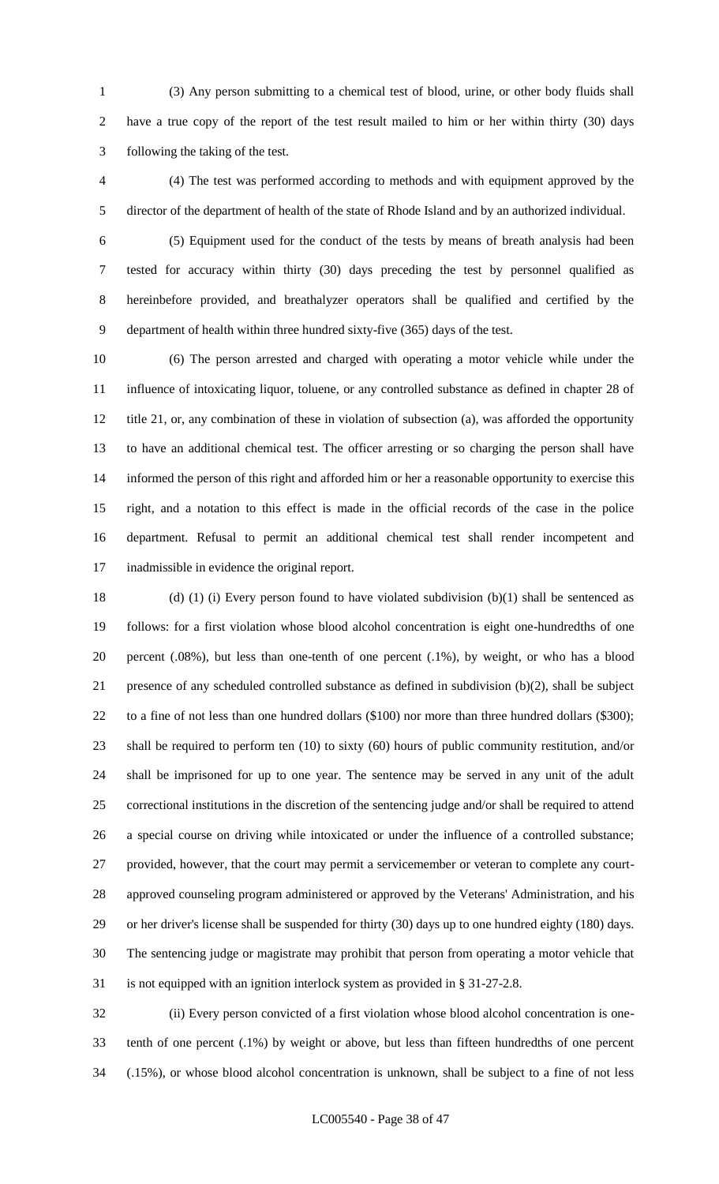(3) Any person submitting to a chemical test of blood, urine, or other body fluids shall have a true copy of the report of the test result mailed to him or her within thirty (30) days following the taking of the test.

(4) The test was performed according to methods and with equipment approved by the director of the department of health of the state of Rhode Island and by an authorized individual.

(5) Equipment used for the conduct of the tests by means of breath analysis had been tested for accuracy within thirty (30) days preceding the test by personnel qualified as hereinbefore provided, and breathalyzer operators shall be qualified and certified by the department of health within three hundred sixty-five (365) days of the test.

(6) The person arrested and charged with operating a motor vehicle while under the influence of intoxicating liquor, toluene, or any controlled substance as defined in chapter 28 of title 21, or, any combination of these in violation of subsection (a), was afforded the opportunity to have an additional chemical test. The officer arresting or so charging the person shall have informed the person of this right and afforded him or her a reasonable opportunity to exercise this right, and a notation to this effect is made in the official records of the case in the police department. Refusal to permit an additional chemical test shall render incompetent and inadmissible in evidence the original report.

(d) (1) (i) Every person found to have violated subdivision (b)(1) shall be sentenced as follows: for a first violation whose blood alcohol concentration is eight one-hundredths of one percent (.08%), but less than one-tenth of one percent (.1%), by weight, or who has a blood presence of any scheduled controlled substance as defined in subdivision (b)(2), shall be subject to a fine of not less than one hundred dollars ($100) nor more than three hundred dollars ($300); shall be required to perform ten (10) to sixty (60) hours of public community restitution, and/or shall be imprisoned for up to one year. The sentence may be served in any unit of the adult correctional institutions in the discretion of the sentencing judge and/or shall be required to attend a special course on driving while intoxicated or under the influence of a controlled substance; provided, however, that the court may permit a servicemember or veteran to complete any court-approved counseling program administered or approved by the Veterans' Administration, and his or her driver's license shall be suspended for thirty (30) days up to one hundred eighty (180) days. The sentencing judge or magistrate may prohibit that person from operating a motor vehicle that is not equipped with an ignition interlock system as provided in § 31-27-2.8.

(ii) Every person convicted of a first violation whose blood alcohol concentration is one-tenth of one percent (.1%) by weight or above, but less than fifteen hundredths of one percent (.15%), or whose blood alcohol concentration is unknown, shall be subject to a fine of not less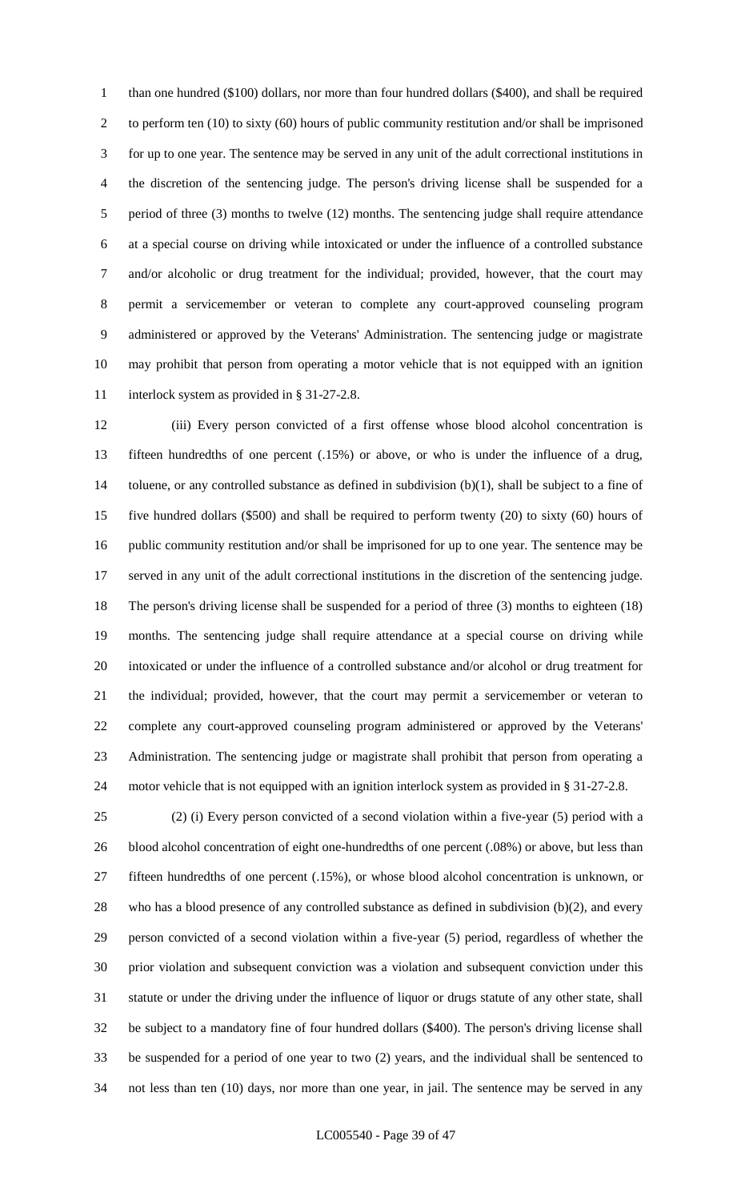than one hundred ($100) dollars, nor more than four hundred dollars ($400), and shall be required to perform ten (10) to sixty (60) hours of public community restitution and/or shall be imprisoned for up to one year. The sentence may be served in any unit of the adult correctional institutions in the discretion of the sentencing judge. The person's driving license shall be suspended for a period of three (3) months to twelve (12) months. The sentencing judge shall require attendance at a special course on driving while intoxicated or under the influence of a controlled substance and/or alcoholic or drug treatment for the individual; provided, however, that the court may permit a servicemember or veteran to complete any court-approved counseling program administered or approved by the Veterans' Administration. The sentencing judge or magistrate may prohibit that person from operating a motor vehicle that is not equipped with an ignition interlock system as provided in § 31-27-2.8.

(iii) Every person convicted of a first offense whose blood alcohol concentration is fifteen hundredths of one percent (.15%) or above, or who is under the influence of a drug, toluene, or any controlled substance as defined in subdivision (b)(1), shall be subject to a fine of five hundred dollars ($500) and shall be required to perform twenty (20) to sixty (60) hours of public community restitution and/or shall be imprisoned for up to one year. The sentence may be served in any unit of the adult correctional institutions in the discretion of the sentencing judge. The person's driving license shall be suspended for a period of three (3) months to eighteen (18) months. The sentencing judge shall require attendance at a special course on driving while intoxicated or under the influence of a controlled substance and/or alcohol or drug treatment for the individual; provided, however, that the court may permit a servicemember or veteran to complete any court-approved counseling program administered or approved by the Veterans' Administration. The sentencing judge or magistrate shall prohibit that person from operating a motor vehicle that is not equipped with an ignition interlock system as provided in § 31-27-2.8.

(2) (i) Every person convicted of a second violation within a five-year (5) period with a blood alcohol concentration of eight one-hundredths of one percent (.08%) or above, but less than fifteen hundredths of one percent (.15%), or whose blood alcohol concentration is unknown, or who has a blood presence of any controlled substance as defined in subdivision (b)(2), and every person convicted of a second violation within a five-year (5) period, regardless of whether the prior violation and subsequent conviction was a violation and subsequent conviction under this statute or under the driving under the influence of liquor or drugs statute of any other state, shall be subject to a mandatory fine of four hundred dollars ($400). The person's driving license shall be suspended for a period of one year to two (2) years, and the individual shall be sentenced to not less than ten (10) days, nor more than one year, in jail. The sentence may be served in any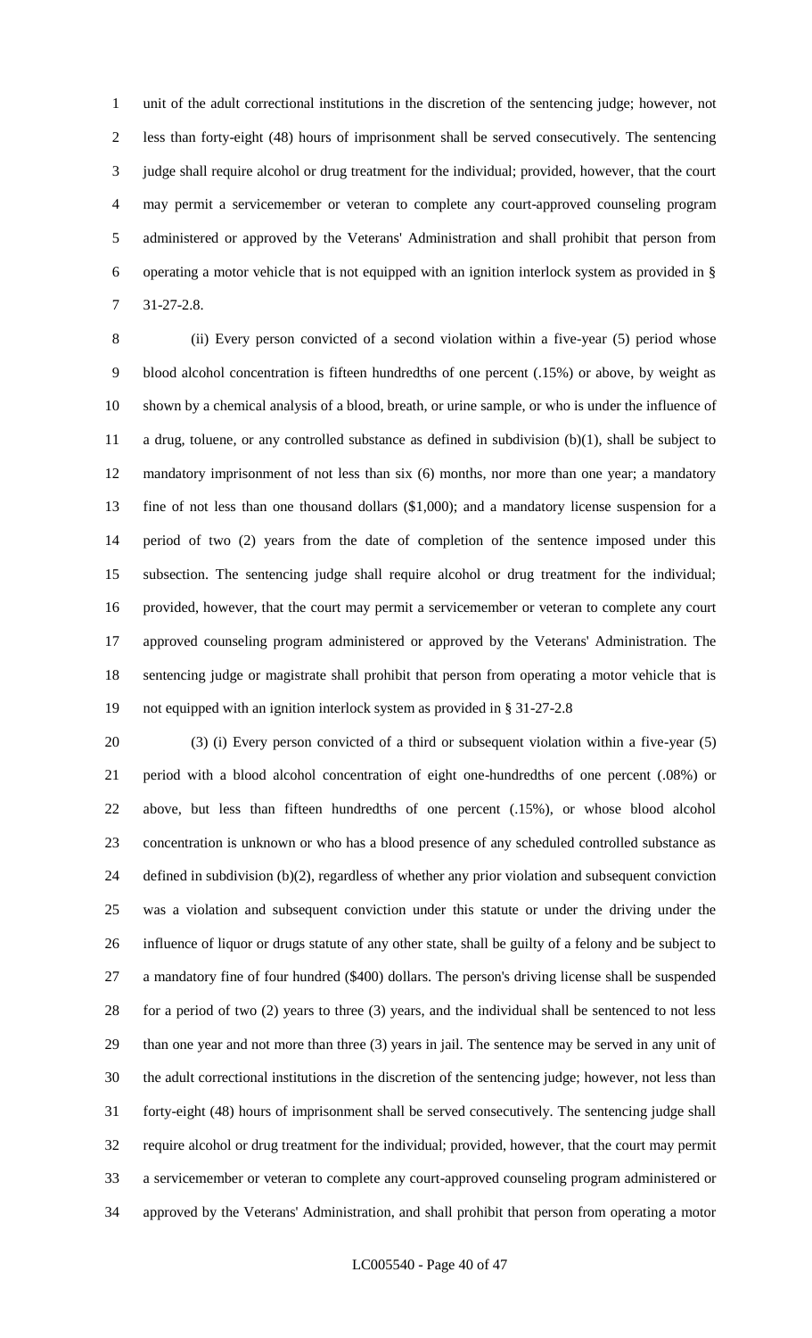unit of the adult correctional institutions in the discretion of the sentencing judge; however, not less than forty-eight (48) hours of imprisonment shall be served consecutively. The sentencing judge shall require alcohol or drug treatment for the individual; provided, however, that the court may permit a servicemember or veteran to complete any court-approved counseling program administered or approved by the Veterans' Administration and shall prohibit that person from operating a motor vehicle that is not equipped with an ignition interlock system as provided in § 31-27-2.8.

(ii) Every person convicted of a second violation within a five-year (5) period whose blood alcohol concentration is fifteen hundredths of one percent (.15%) or above, by weight as shown by a chemical analysis of a blood, breath, or urine sample, or who is under the influence of a drug, toluene, or any controlled substance as defined in subdivision (b)(1), shall be subject to mandatory imprisonment of not less than six (6) months, nor more than one year; a mandatory fine of not less than one thousand dollars ($1,000); and a mandatory license suspension for a period of two (2) years from the date of completion of the sentence imposed under this subsection. The sentencing judge shall require alcohol or drug treatment for the individual; provided, however, that the court may permit a servicemember or veteran to complete any court approved counseling program administered or approved by the Veterans' Administration. The sentencing judge or magistrate shall prohibit that person from operating a motor vehicle that is not equipped with an ignition interlock system as provided in § 31-27-2.8

(3) (i) Every person convicted of a third or subsequent violation within a five-year (5) period with a blood alcohol concentration of eight one-hundredths of one percent (.08%) or above, but less than fifteen hundredths of one percent (.15%), or whose blood alcohol concentration is unknown or who has a blood presence of any scheduled controlled substance as defined in subdivision (b)(2), regardless of whether any prior violation and subsequent conviction was a violation and subsequent conviction under this statute or under the driving under the influence of liquor or drugs statute of any other state, shall be guilty of a felony and be subject to a mandatory fine of four hundred ($400) dollars. The person's driving license shall be suspended for a period of two (2) years to three (3) years, and the individual shall be sentenced to not less than one year and not more than three (3) years in jail. The sentence may be served in any unit of the adult correctional institutions in the discretion of the sentencing judge; however, not less than forty-eight (48) hours of imprisonment shall be served consecutively. The sentencing judge shall require alcohol or drug treatment for the individual; provided, however, that the court may permit a servicemember or veteran to complete any court-approved counseling program administered or approved by the Veterans' Administration, and shall prohibit that person from operating a motor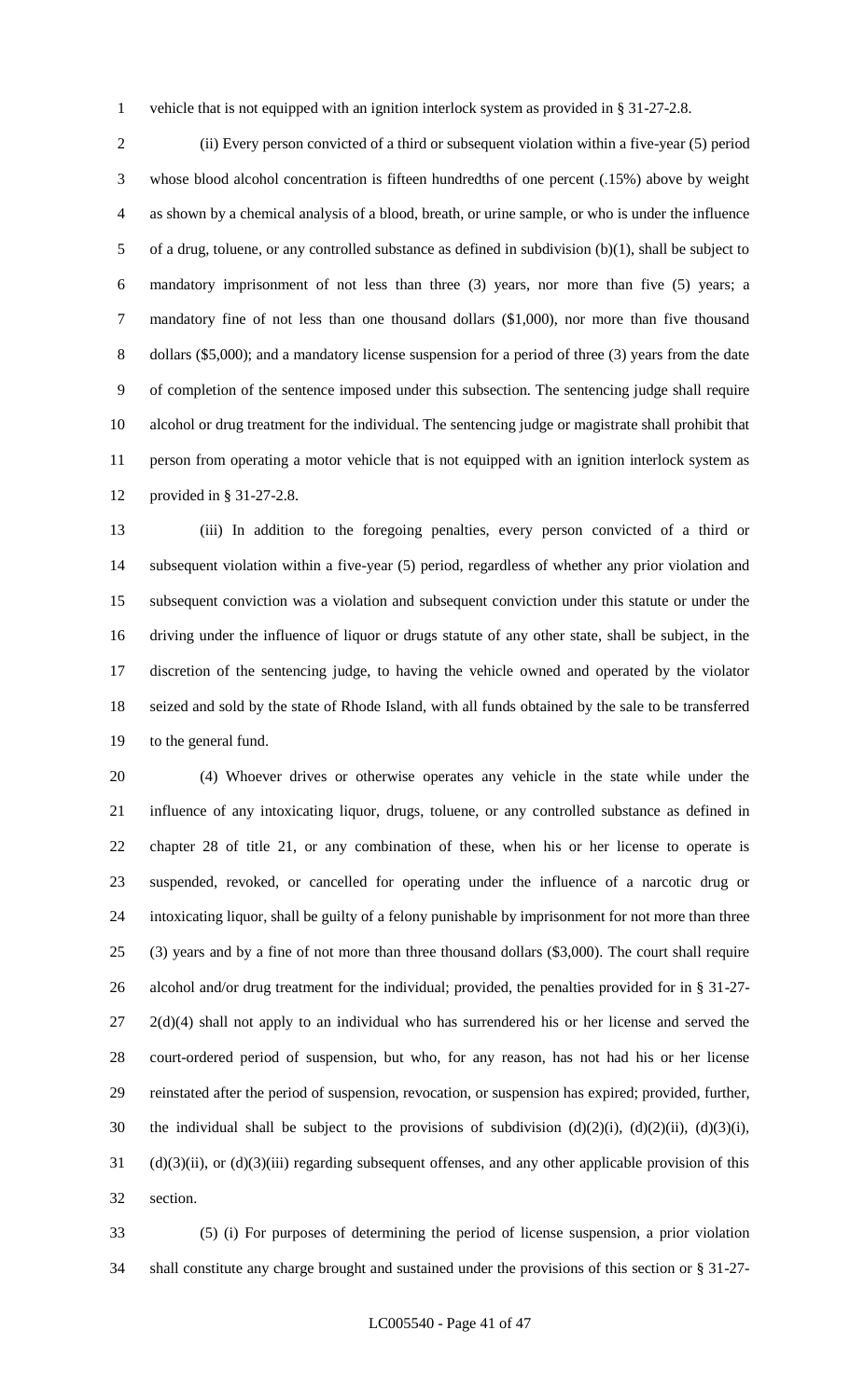vehicle that is not equipped with an ignition interlock system as provided in § 31-27-2.8.

(ii) Every person convicted of a third or subsequent violation within a five-year (5) period whose blood alcohol concentration is fifteen hundredths of one percent (.15%) above by weight as shown by a chemical analysis of a blood, breath, or urine sample, or who is under the influence of a drug, toluene, or any controlled substance as defined in subdivision (b)(1), shall be subject to mandatory imprisonment of not less than three (3) years, nor more than five (5) years; a mandatory fine of not less than one thousand dollars ($1,000), nor more than five thousand dollars ($5,000); and a mandatory license suspension for a period of three (3) years from the date of completion of the sentence imposed under this subsection. The sentencing judge shall require alcohol or drug treatment for the individual. The sentencing judge or magistrate shall prohibit that person from operating a motor vehicle that is not equipped with an ignition interlock system as provided in § 31-27-2.8.

(iii) In addition to the foregoing penalties, every person convicted of a third or subsequent violation within a five-year (5) period, regardless of whether any prior violation and subsequent conviction was a violation and subsequent conviction under this statute or under the driving under the influence of liquor or drugs statute of any other state, shall be subject, in the discretion of the sentencing judge, to having the vehicle owned and operated by the violator seized and sold by the state of Rhode Island, with all funds obtained by the sale to be transferred to the general fund.

(4) Whoever drives or otherwise operates any vehicle in the state while under the influence of any intoxicating liquor, drugs, toluene, or any controlled substance as defined in chapter 28 of title 21, or any combination of these, when his or her license to operate is suspended, revoked, or cancelled for operating under the influence of a narcotic drug or intoxicating liquor, shall be guilty of a felony punishable by imprisonment for not more than three (3) years and by a fine of not more than three thousand dollars ($3,000). The court shall require alcohol and/or drug treatment for the individual; provided, the penalties provided for in § 31-27-2(d)(4) shall not apply to an individual who has surrendered his or her license and served the court-ordered period of suspension, but who, for any reason, has not had his or her license reinstated after the period of suspension, revocation, or suspension has expired; provided, further, the individual shall be subject to the provisions of subdivision (d)(2)(i), (d)(2)(ii), (d)(3)(i), (d)(3)(ii), or (d)(3)(iii) regarding subsequent offenses, and any other applicable provision of this section.

(5) (i) For purposes of determining the period of license suspension, a prior violation shall constitute any charge brought and sustained under the provisions of this section or § 31-27-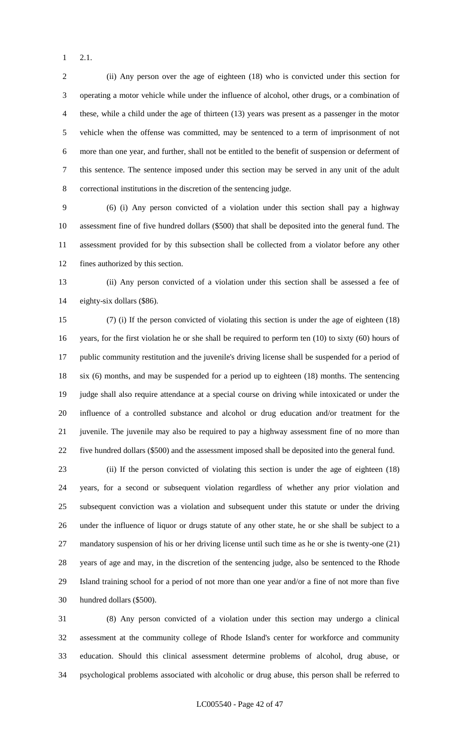2.1.

(ii) Any person over the age of eighteen (18) who is convicted under this section for operating a motor vehicle while under the influence of alcohol, other drugs, or a combination of these, while a child under the age of thirteen (13) years was present as a passenger in the motor vehicle when the offense was committed, may be sentenced to a term of imprisonment of not more than one year, and further, shall not be entitled to the benefit of suspension or deferment of this sentence. The sentence imposed under this section may be served in any unit of the adult correctional institutions in the discretion of the sentencing judge.

(6) (i) Any person convicted of a violation under this section shall pay a highway assessment fine of five hundred dollars ($500) that shall be deposited into the general fund. The assessment provided for by this subsection shall be collected from a violator before any other fines authorized by this section.

(ii) Any person convicted of a violation under this section shall be assessed a fee of eighty-six dollars ($86).

(7) (i) If the person convicted of violating this section is under the age of eighteen (18) years, for the first violation he or she shall be required to perform ten (10) to sixty (60) hours of public community restitution and the juvenile's driving license shall be suspended for a period of six (6) months, and may be suspended for a period up to eighteen (18) months. The sentencing judge shall also require attendance at a special course on driving while intoxicated or under the influence of a controlled substance and alcohol or drug education and/or treatment for the juvenile. The juvenile may also be required to pay a highway assessment fine of no more than five hundred dollars ($500) and the assessment imposed shall be deposited into the general fund.

(ii) If the person convicted of violating this section is under the age of eighteen (18) years, for a second or subsequent violation regardless of whether any prior violation and subsequent conviction was a violation and subsequent under this statute or under the driving under the influence of liquor or drugs statute of any other state, he or she shall be subject to a mandatory suspension of his or her driving license until such time as he or she is twenty-one (21) years of age and may, in the discretion of the sentencing judge, also be sentenced to the Rhode Island training school for a period of not more than one year and/or a fine of not more than five hundred dollars ($500).

(8) Any person convicted of a violation under this section may undergo a clinical assessment at the community college of Rhode Island's center for workforce and community education. Should this clinical assessment determine problems of alcohol, drug abuse, or psychological problems associated with alcoholic or drug abuse, this person shall be referred to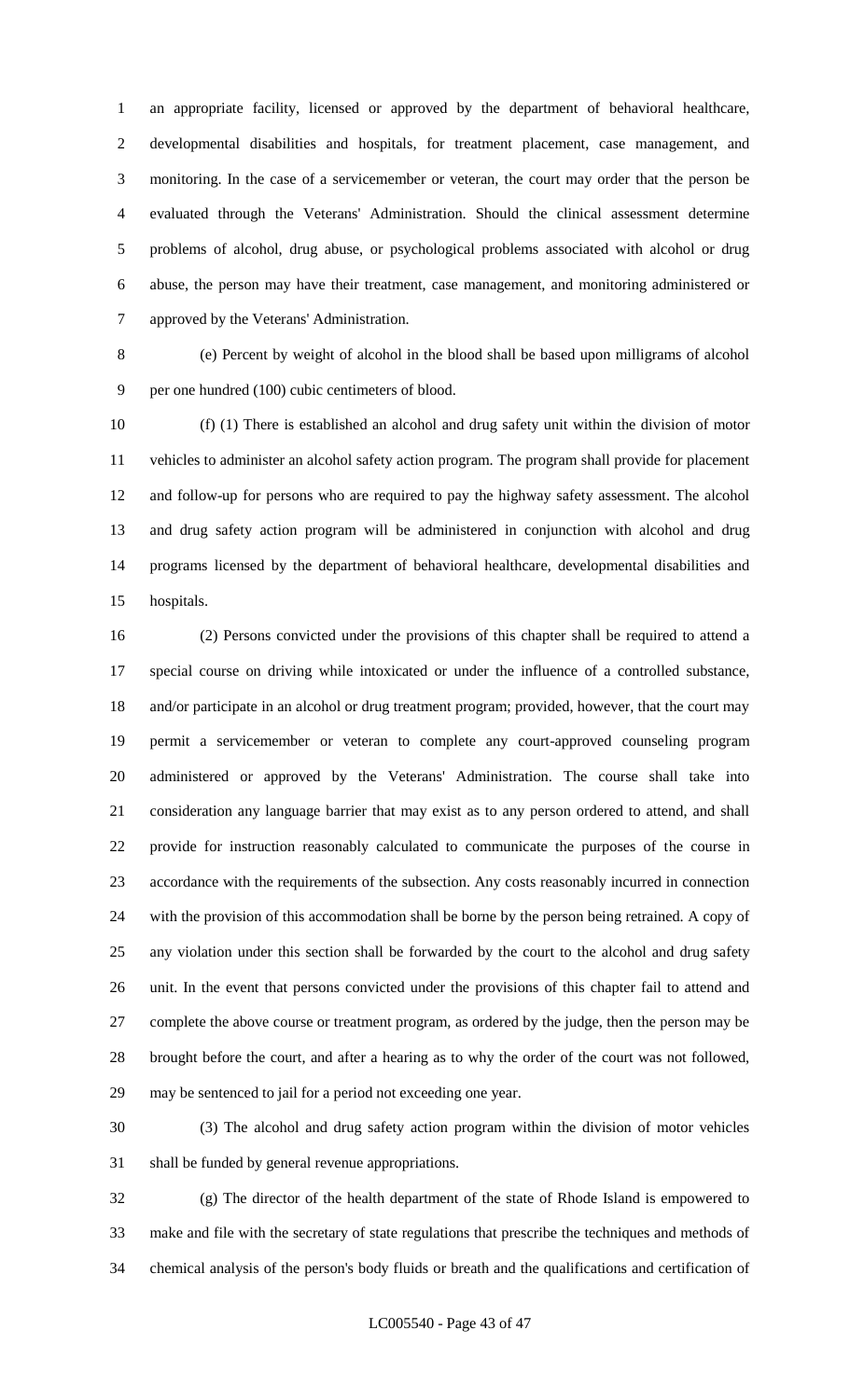an appropriate facility, licensed or approved by the department of behavioral healthcare, developmental disabilities and hospitals, for treatment placement, case management, and monitoring. In the case of a servicemember or veteran, the court may order that the person be evaluated through the Veterans' Administration. Should the clinical assessment determine problems of alcohol, drug abuse, or psychological problems associated with alcohol or drug abuse, the person may have their treatment, case management, and monitoring administered or approved by the Veterans' Administration.

(e) Percent by weight of alcohol in the blood shall be based upon milligrams of alcohol per one hundred (100) cubic centimeters of blood.

(f) (1) There is established an alcohol and drug safety unit within the division of motor vehicles to administer an alcohol safety action program. The program shall provide for placement and follow-up for persons who are required to pay the highway safety assessment. The alcohol and drug safety action program will be administered in conjunction with alcohol and drug programs licensed by the department of behavioral healthcare, developmental disabilities and hospitals.

(2) Persons convicted under the provisions of this chapter shall be required to attend a special course on driving while intoxicated or under the influence of a controlled substance, and/or participate in an alcohol or drug treatment program; provided, however, that the court may permit a servicemember or veteran to complete any court-approved counseling program administered or approved by the Veterans' Administration. The course shall take into consideration any language barrier that may exist as to any person ordered to attend, and shall provide for instruction reasonably calculated to communicate the purposes of the course in accordance with the requirements of the subsection. Any costs reasonably incurred in connection with the provision of this accommodation shall be borne by the person being retrained. A copy of any violation under this section shall be forwarded by the court to the alcohol and drug safety unit. In the event that persons convicted under the provisions of this chapter fail to attend and complete the above course or treatment program, as ordered by the judge, then the person may be brought before the court, and after a hearing as to why the order of the court was not followed, may be sentenced to jail for a period not exceeding one year.

(3) The alcohol and drug safety action program within the division of motor vehicles shall be funded by general revenue appropriations.

(g) The director of the health department of the state of Rhode Island is empowered to make and file with the secretary of state regulations that prescribe the techniques and methods of chemical analysis of the person's body fluids or breath and the qualifications and certification of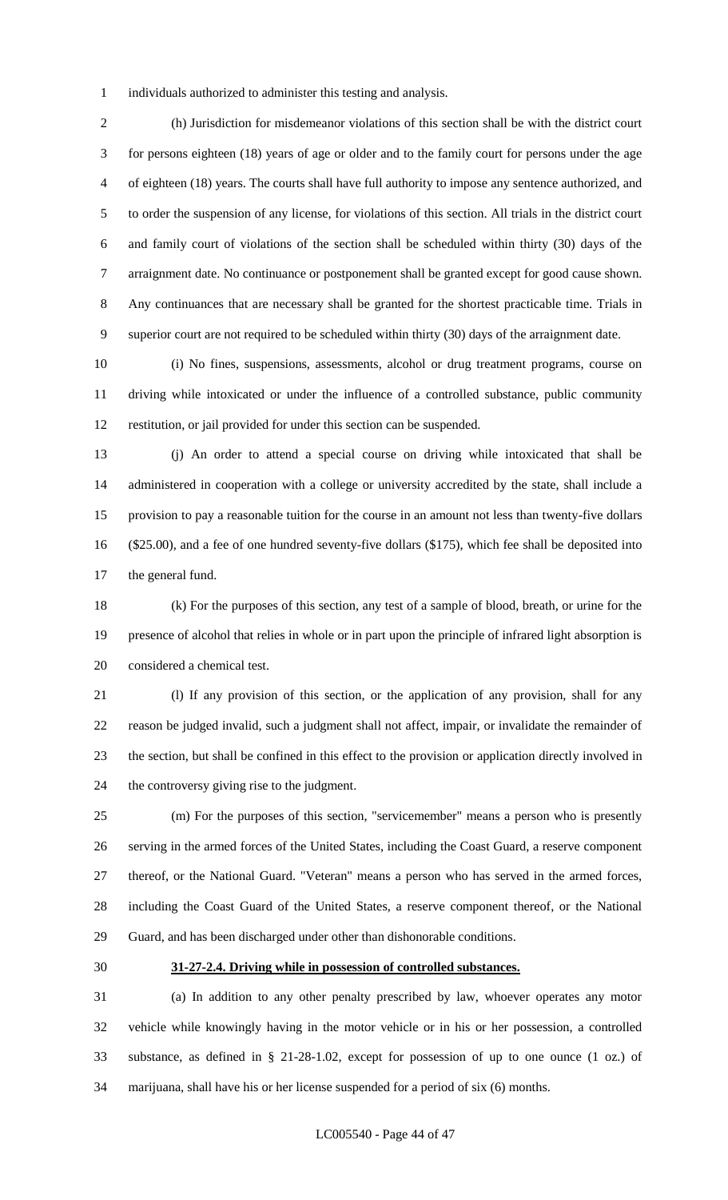individuals authorized to administer this testing and analysis.

(h) Jurisdiction for misdemeanor violations of this section shall be with the district court for persons eighteen (18) years of age or older and to the family court for persons under the age of eighteen (18) years. The courts shall have full authority to impose any sentence authorized, and to order the suspension of any license, for violations of this section. All trials in the district court and family court of violations of the section shall be scheduled within thirty (30) days of the arraignment date. No continuance or postponement shall be granted except for good cause shown. Any continuances that are necessary shall be granted for the shortest practicable time. Trials in superior court are not required to be scheduled within thirty (30) days of the arraignment date.

(i) No fines, suspensions, assessments, alcohol or drug treatment programs, course on driving while intoxicated or under the influence of a controlled substance, public community restitution, or jail provided for under this section can be suspended.

(j) An order to attend a special course on driving while intoxicated that shall be administered in cooperation with a college or university accredited by the state, shall include a provision to pay a reasonable tuition for the course in an amount not less than twenty-five dollars ($25.00), and a fee of one hundred seventy-five dollars ($175), which fee shall be deposited into the general fund.

(k) For the purposes of this section, any test of a sample of blood, breath, or urine for the presence of alcohol that relies in whole or in part upon the principle of infrared light absorption is considered a chemical test.

(l) If any provision of this section, or the application of any provision, shall for any reason be judged invalid, such a judgment shall not affect, impair, or invalidate the remainder of the section, but shall be confined in this effect to the provision or application directly involved in the controversy giving rise to the judgment.

(m) For the purposes of this section, "servicemember" means a person who is presently serving in the armed forces of the United States, including the Coast Guard, a reserve component thereof, or the National Guard. "Veteran" means a person who has served in the armed forces, including the Coast Guard of the United States, a reserve component thereof, or the National Guard, and has been discharged under other than dishonorable conditions.

**31-27-2.4. Driving while in possession of controlled substances.**

(a) In addition to any other penalty prescribed by law, whoever operates any motor vehicle while knowingly having in the motor vehicle or in his or her possession, a controlled substance, as defined in § 21-28-1.02, except for possession of up to one ounce (1 oz.) of marijuana, shall have his or her license suspended for a period of six (6) months.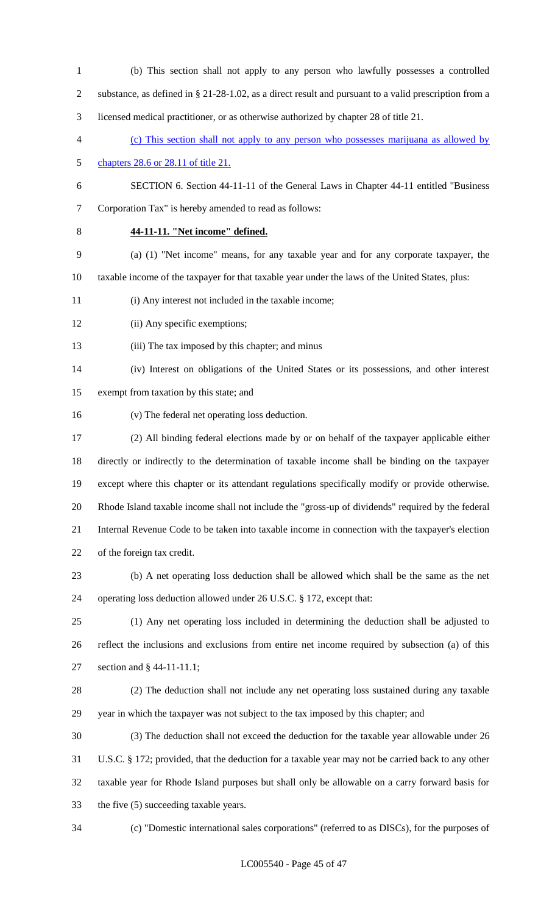(b) This section shall not apply to any person who lawfully possesses a controlled substance, as defined in § 21-28-1.02, as a direct result and pursuant to a valid prescription from a licensed medical practitioner, or as otherwise authorized by chapter 28 of title 21.

(c) This section shall not apply to any person who possesses marijuana as allowed by chapters 28.6 or 28.11 of title 21.

SECTION 6. Section 44-11-11 of the General Laws in Chapter 44-11 entitled "Business Corporation Tax" is hereby amended to read as follows:

**44-11-11. "Net income" defined.**

(a) (1) "Net income" means, for any taxable year and for any corporate taxpayer, the taxable income of the taxpayer for that taxable year under the laws of the United States, plus:

(i) Any interest not included in the taxable income;

(ii) Any specific exemptions;

(iii) The tax imposed by this chapter; and minus

(iv) Interest on obligations of the United States or its possessions, and other interest exempt from taxation by this state; and

(v) The federal net operating loss deduction.

(2) All binding federal elections made by or on behalf of the taxpayer applicable either directly or indirectly to the determination of taxable income shall be binding on the taxpayer except where this chapter or its attendant regulations specifically modify or provide otherwise. Rhode Island taxable income shall not include the "gross-up of dividends" required by the federal Internal Revenue Code to be taken into taxable income in connection with the taxpayer's election of the foreign tax credit.

(b) A net operating loss deduction shall be allowed which shall be the same as the net operating loss deduction allowed under 26 U.S.C. § 172, except that:

(1) Any net operating loss included in determining the deduction shall be adjusted to reflect the inclusions and exclusions from entire net income required by subsection (a) of this section and § 44-11-11.1;

(2) The deduction shall not include any net operating loss sustained during any taxable year in which the taxpayer was not subject to the tax imposed by this chapter; and

(3) The deduction shall not exceed the deduction for the taxable year allowable under 26 U.S.C. § 172; provided, that the deduction for a taxable year may not be carried back to any other taxable year for Rhode Island purposes but shall only be allowable on a carry forward basis for the five (5) succeeding taxable years.

(c) "Domestic international sales corporations" (referred to as DISCs), for the purposes of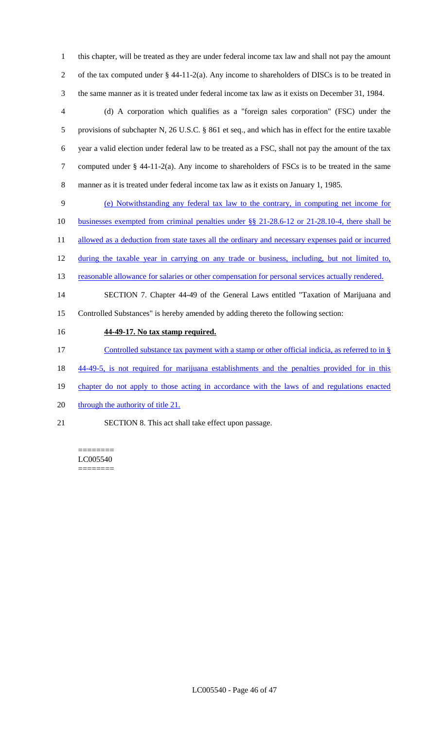this chapter, will be treated as they are under federal income tax law and shall not pay the amount of the tax computed under § 44-11-2(a). Any income to shareholders of DISCs is to be treated in the same manner as it is treated under federal income tax law as it exists on December 31, 1984.

(d) A corporation which qualifies as a "foreign sales corporation" (FSC) under the provisions of subchapter N, 26 U.S.C. § 861 et seq., and which has in effect for the entire taxable year a valid election under federal law to be treated as a FSC, shall not pay the amount of the tax computed under § 44-11-2(a). Any income to shareholders of FSCs is to be treated in the same manner as it is treated under federal income tax law as it exists on January 1, 1985.

(e) Notwithstanding any federal tax law to the contrary, in computing net income for businesses exempted from criminal penalties under §§ 21-28.6-12 or 21-28.10-4, there shall be allowed as a deduction from state taxes all the ordinary and necessary expenses paid or incurred during the taxable year in carrying on any trade or business, including, but not limited to, reasonable allowance for salaries or other compensation for personal services actually rendered.

SECTION 7. Chapter 44-49 of the General Laws entitled "Taxation of Marijuana and Controlled Substances" is hereby amended by adding thereto the following section:

**44-49-17. No tax stamp required.**

Controlled substance tax payment with a stamp or other official indicia, as referred to in § 44-49-5, is not required for marijuana establishments and the penalties provided for in this chapter do not apply to those acting in accordance with the laws of and regulations enacted through the authority of title 21.

SECTION 8. This act shall take effect upon passage.

========
LC005540
========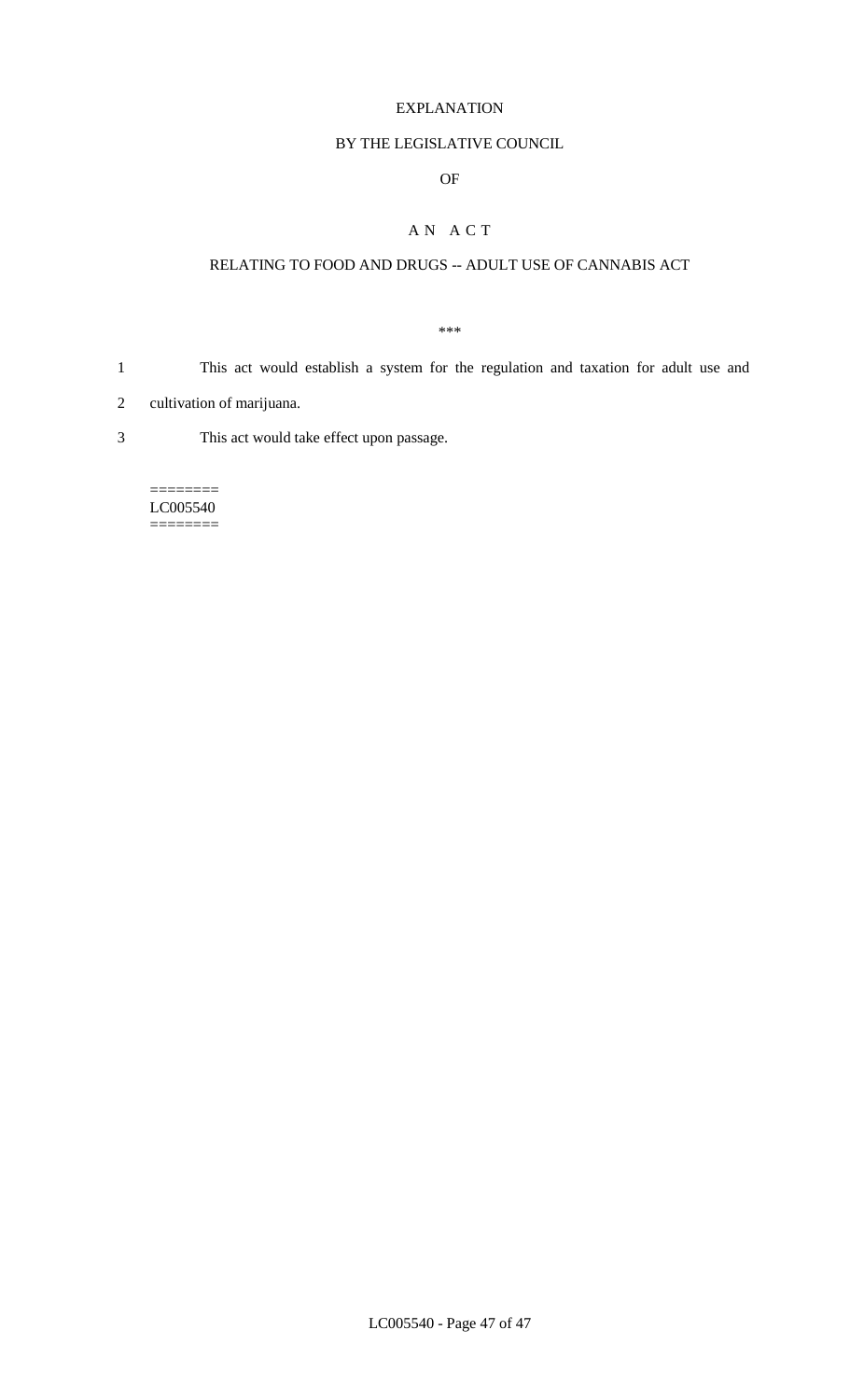EXPLANATION

BY THE LEGISLATIVE COUNCIL

OF

A N A C T

RELATING TO FOOD AND DRUGS -- ADULT USE OF CANNABIS ACT

\*\*\*

This act would establish a system for the regulation and taxation for adult use and cultivation of marijuana.

This act would take effect upon passage.

========
LC005540
========